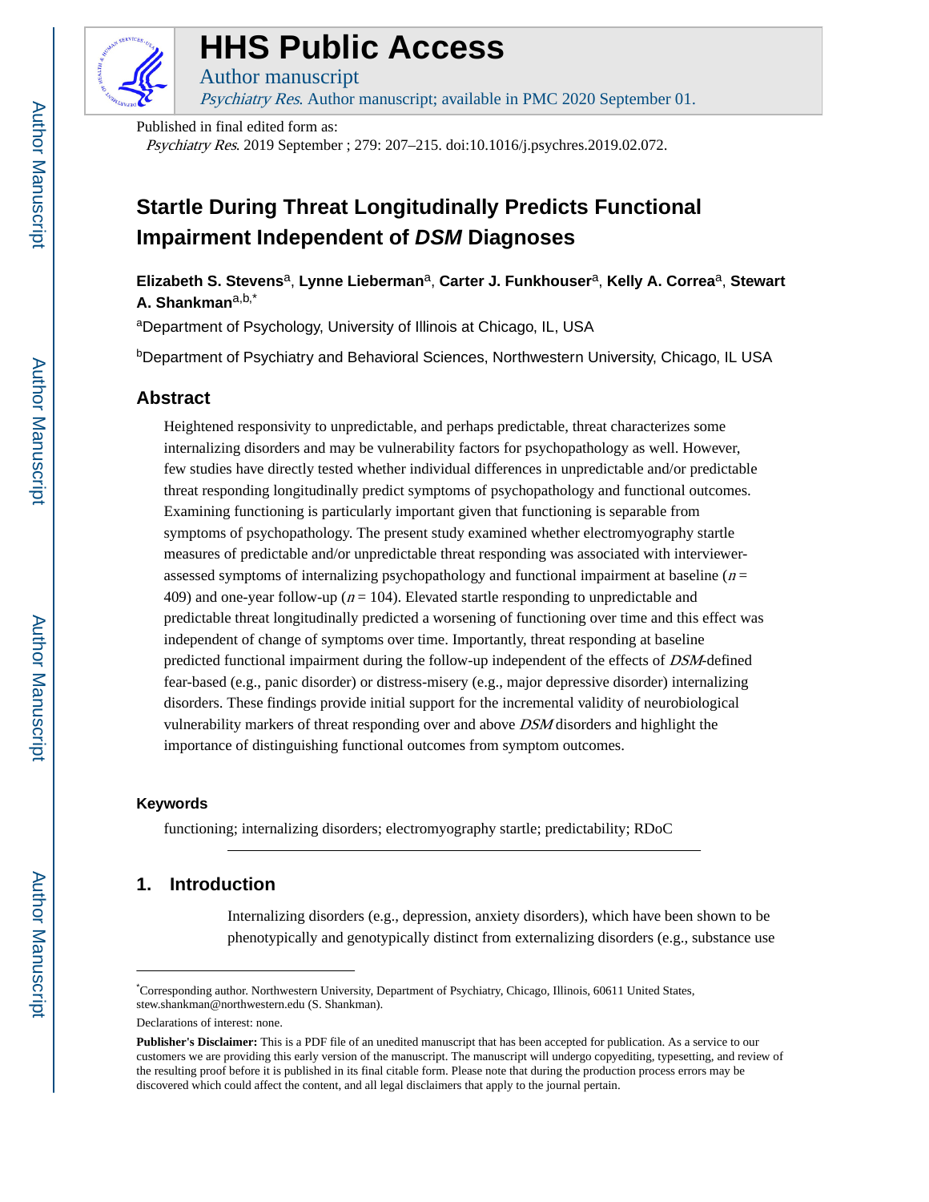# HHS Public Access

Author manuscript

*Psychiatry Res*. Author manuscript; available in PMC 2020 September 01.

Published in final edited form as:

*Psychiatry Res*. 2019 September ; 279: 207–215. doi:10.1016/j.psychres.2019.02.072.

# Startle During Threat Longitudinally Predicts Functional Impairment Independent of *DSM* Diagnoses

**Elizabeth S. Stevens**[a], **Lynne Lieberman**[a], **Carter J. Funkhouser**[a], **Kelly A. Correa**[a], **Stewart A. Shankman**[a,b,*]

[a]Department of Psychology, University of Illinois at Chicago, IL, USA

[b]Department of Psychiatry and Behavioral Sciences, Northwestern University, Chicago, IL USA

## Abstract

Heightened responsivity to unpredictable, and perhaps predictable, threat characterizes some internalizing disorders and may be vulnerability factors for psychopathology as well. However, few studies have directly tested whether individual differences in unpredictable and/or predictable threat responding longitudinally predict symptoms of psychopathology and functional outcomes. Examining functioning is particularly important given that functioning is separable from symptoms of psychopathology. The present study examined whether electromyography startle measures of predictable and/or unpredictable threat responding was associated with interviewer-assessed symptoms of internalizing psychopathology and functional impairment at baseline ($n$ = 409) and one-year follow-up ($n$ = 104). Elevated startle responding to unpredictable and predictable threat longitudinally predicted a worsening of functioning over time and this effect was independent of change of symptoms over time. Importantly, threat responding at baseline predicted functional impairment during the follow-up independent of the effects of *DSM*-defined fear-based (e.g., panic disorder) or distress-misery (e.g., major depressive disorder) internalizing disorders. These findings provide initial support for the incremental validity of neurobiological vulnerability markers of threat responding over and above *DSM* disorders and highlight the importance of distinguishing functional outcomes from symptom outcomes.

### Keywords

functioning; internalizing disorders; electromyography startle; predictability; RDoC

## 1. Introduction

Internalizing disorders (e.g., depression, anxiety disorders), which have been shown to be phenotypically and genotypically distinct from externalizing disorders (e.g., substance use

---

*Corresponding author. Northwestern University, Department of Psychiatry, Chicago, Illinois, 60611 United States, stew.shankman@northwestern.edu (S. Shankman).

Declarations of interest: none.

**Publisher's Disclaimer:** This is a PDF file of an unedited manuscript that has been accepted for publication. As a service to our customers we are providing this early version of the manuscript. The manuscript will undergo copyediting, typesetting, and review of the resulting proof before it is published in its final citable form. Please note that during the production process errors may be discovered which could affect the content, and all legal disclaimers that apply to the journal pertain.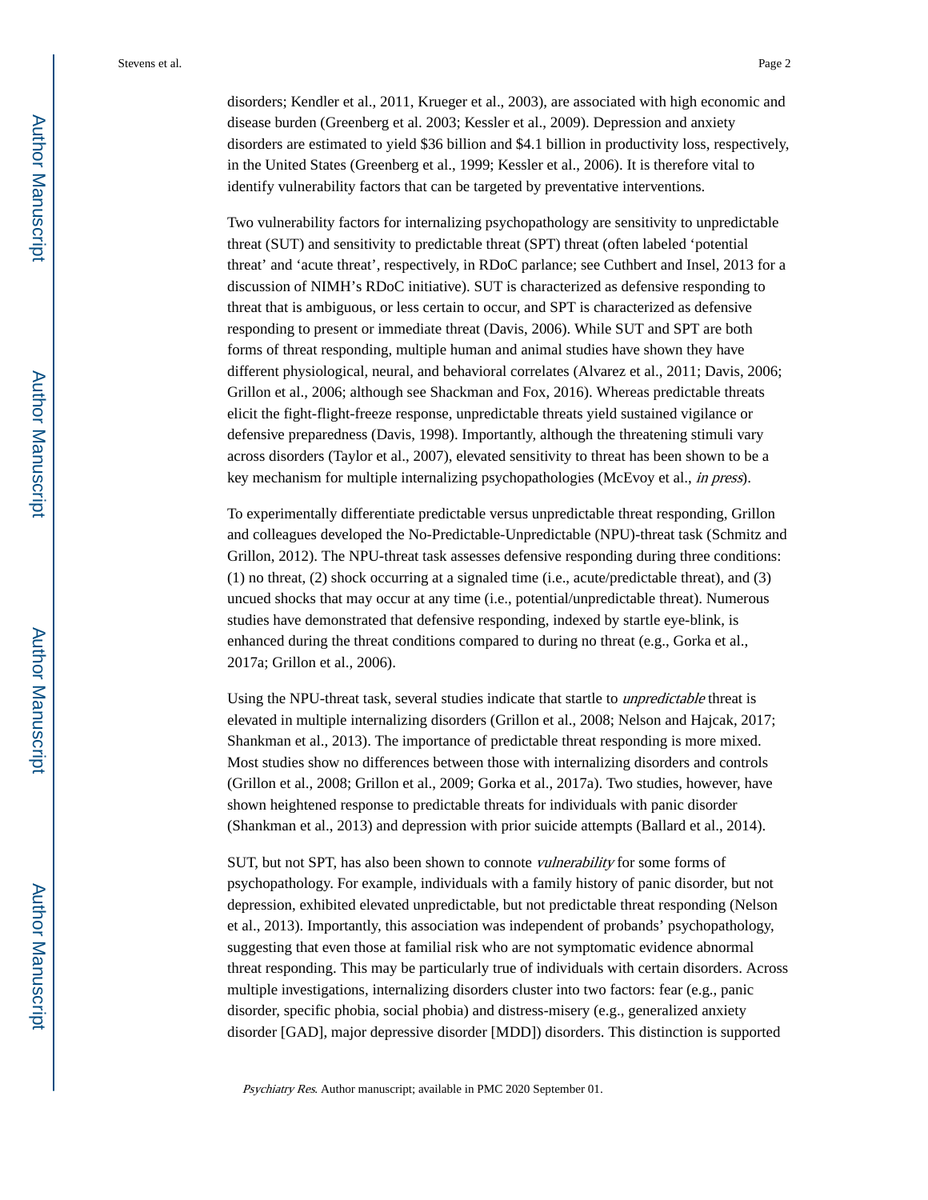disorders; Kendler et al., 2011, Krueger et al., 2003), are associated with high economic and disease burden (Greenberg et al. 2003; Kessler et al., 2009). Depression and anxiety disorders are estimated to yield $36 billion and $4.1 billion in productivity loss, respectively, in the United States (Greenberg et al., 1999; Kessler et al., 2006). It is therefore vital to identify vulnerability factors that can be targeted by preventative interventions.

Two vulnerability factors for internalizing psychopathology are sensitivity to unpredictable threat (SUT) and sensitivity to predictable threat (SPT) threat (often labeled 'potential threat' and 'acute threat', respectively, in RDoC parlance; see Cuthbert and Insel, 2013 for a discussion of NIMH's RDoC initiative). SUT is characterized as defensive responding to threat that is ambiguous, or less certain to occur, and SPT is characterized as defensive responding to present or immediate threat (Davis, 2006). While SUT and SPT are both forms of threat responding, multiple human and animal studies have shown they have different physiological, neural, and behavioral correlates (Alvarez et al., 2011; Davis, 2006; Grillon et al., 2006; although see Shackman and Fox, 2016). Whereas predictable threats elicit the fight-flight-freeze response, unpredictable threats yield sustained vigilance or defensive preparedness (Davis, 1998). Importantly, although the threatening stimuli vary across disorders (Taylor et al., 2007), elevated sensitivity to threat has been shown to be a key mechanism for multiple internalizing psychopathologies (McEvoy et al., *in press*).

To experimentally differentiate predictable versus unpredictable threat responding, Grillon and colleagues developed the No-Predictable-Unpredictable (NPU)-threat task (Schmitz and Grillon, 2012). The NPU-threat task assesses defensive responding during three conditions: (1) no threat, (2) shock occurring at a signaled time (i.e., acute/predictable threat), and (3) uncued shocks that may occur at any time (i.e., potential/unpredictable threat). Numerous studies have demonstrated that defensive responding, indexed by startle eye-blink, is enhanced during the threat conditions compared to during no threat (e.g., Gorka et al., 2017a; Grillon et al., 2006).

Using the NPU-threat task, several studies indicate that startle to *unpredictable* threat is elevated in multiple internalizing disorders (Grillon et al., 2008; Nelson and Hajcak, 2017; Shankman et al., 2013). The importance of predictable threat responding is more mixed. Most studies show no differences between those with internalizing disorders and controls (Grillon et al., 2008; Grillon et al., 2009; Gorka et al., 2017a). Two studies, however, have shown heightened response to predictable threats for individuals with panic disorder (Shankman et al., 2013) and depression with prior suicide attempts (Ballard et al., 2014).

SUT, but not SPT, has also been shown to connote *vulnerability* for some forms of psychopathology. For example, individuals with a family history of panic disorder, but not depression, exhibited elevated unpredictable, but not predictable threat responding (Nelson et al., 2013). Importantly, this association was independent of probands' psychopathology, suggesting that even those at familial risk who are not symptomatic evidence abnormal threat responding. This may be particularly true of individuals with certain disorders. Across multiple investigations, internalizing disorders cluster into two factors: fear (e.g., panic disorder, specific phobia, social phobia) and distress-misery (e.g., generalized anxiety disorder [GAD], major depressive disorder [MDD]) disorders. This distinction is supported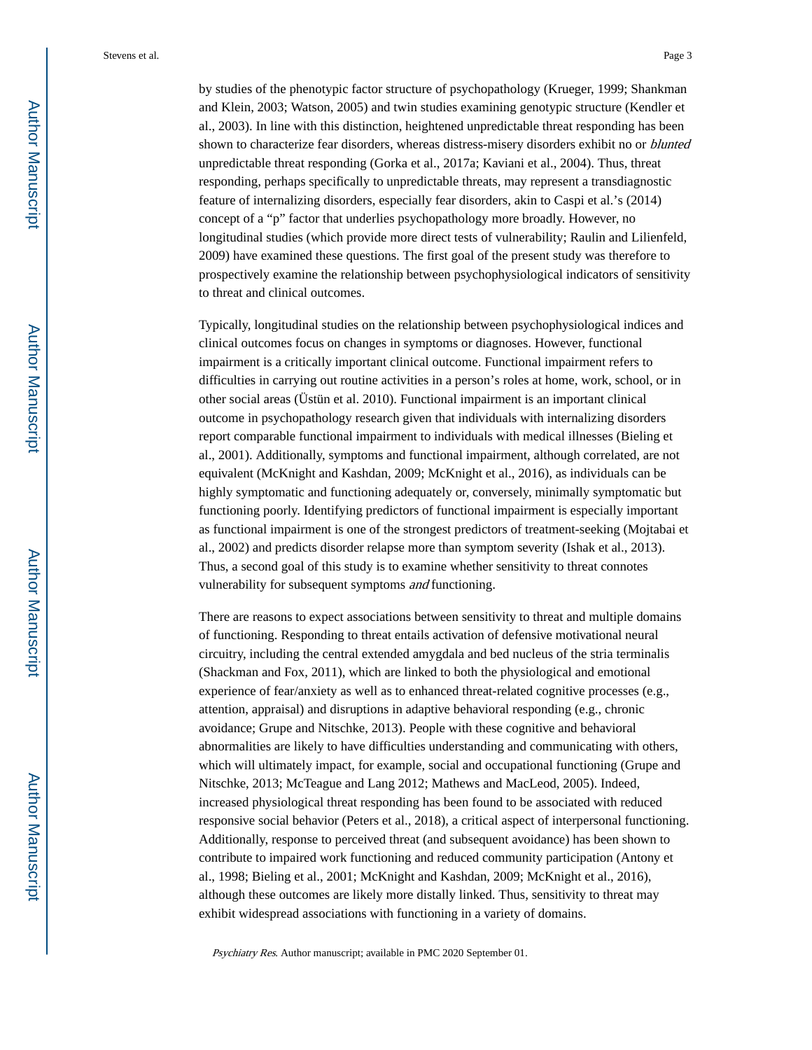by studies of the phenotypic factor structure of psychopathology (Krueger, 1999; Shankman and Klein, 2003; Watson, 2005) and twin studies examining genotypic structure (Kendler et al., 2003). In line with this distinction, heightened unpredictable threat responding has been shown to characterize fear disorders, whereas distress-misery disorders exhibit no or *blunted* unpredictable threat responding (Gorka et al., 2017a; Kaviani et al., 2004). Thus, threat responding, perhaps specifically to unpredictable threats, may represent a transdiagnostic feature of internalizing disorders, especially fear disorders, akin to Caspi et al.'s (2014) concept of a "p" factor that underlies psychopathology more broadly. However, no longitudinal studies (which provide more direct tests of vulnerability; Raulin and Lilienfeld, 2009) have examined these questions. The first goal of the present study was therefore to prospectively examine the relationship between psychophysiological indicators of sensitivity to threat and clinical outcomes.

Typically, longitudinal studies on the relationship between psychophysiological indices and clinical outcomes focus on changes in symptoms or diagnoses. However, functional impairment is a critically important clinical outcome. Functional impairment refers to difficulties in carrying out routine activities in a person's roles at home, work, school, or in other social areas (Üstün et al. 2010). Functional impairment is an important clinical outcome in psychopathology research given that individuals with internalizing disorders report comparable functional impairment to individuals with medical illnesses (Bieling et al., 2001). Additionally, symptoms and functional impairment, although correlated, are not equivalent (McKnight and Kashdan, 2009; McKnight et al., 2016), as individuals can be highly symptomatic and functioning adequately or, conversely, minimally symptomatic but functioning poorly. Identifying predictors of functional impairment is especially important as functional impairment is one of the strongest predictors of treatment-seeking (Mojtabai et al., 2002) and predicts disorder relapse more than symptom severity (Ishak et al., 2013). Thus, a second goal of this study is to examine whether sensitivity to threat connotes vulnerability for subsequent symptoms *and* functioning.

There are reasons to expect associations between sensitivity to threat and multiple domains of functioning. Responding to threat entails activation of defensive motivational neural circuitry, including the central extended amygdala and bed nucleus of the stria terminalis (Shackman and Fox, 2011), which are linked to both the physiological and emotional experience of fear/anxiety as well as to enhanced threat-related cognitive processes (e.g., attention, appraisal) and disruptions in adaptive behavioral responding (e.g., chronic avoidance; Grupe and Nitschke, 2013). People with these cognitive and behavioral abnormalities are likely to have difficulties understanding and communicating with others, which will ultimately impact, for example, social and occupational functioning (Grupe and Nitschke, 2013; McTeague and Lang 2012; Mathews and MacLeod, 2005). Indeed, increased physiological threat responding has been found to be associated with reduced responsive social behavior (Peters et al., 2018), a critical aspect of interpersonal functioning. Additionally, response to perceived threat (and subsequent avoidance) has been shown to contribute to impaired work functioning and reduced community participation (Antony et al., 1998; Bieling et al., 2001; McKnight and Kashdan, 2009; McKnight et al., 2016), although these outcomes are likely more distally linked. Thus, sensitivity to threat may exhibit widespread associations with functioning in a variety of domains.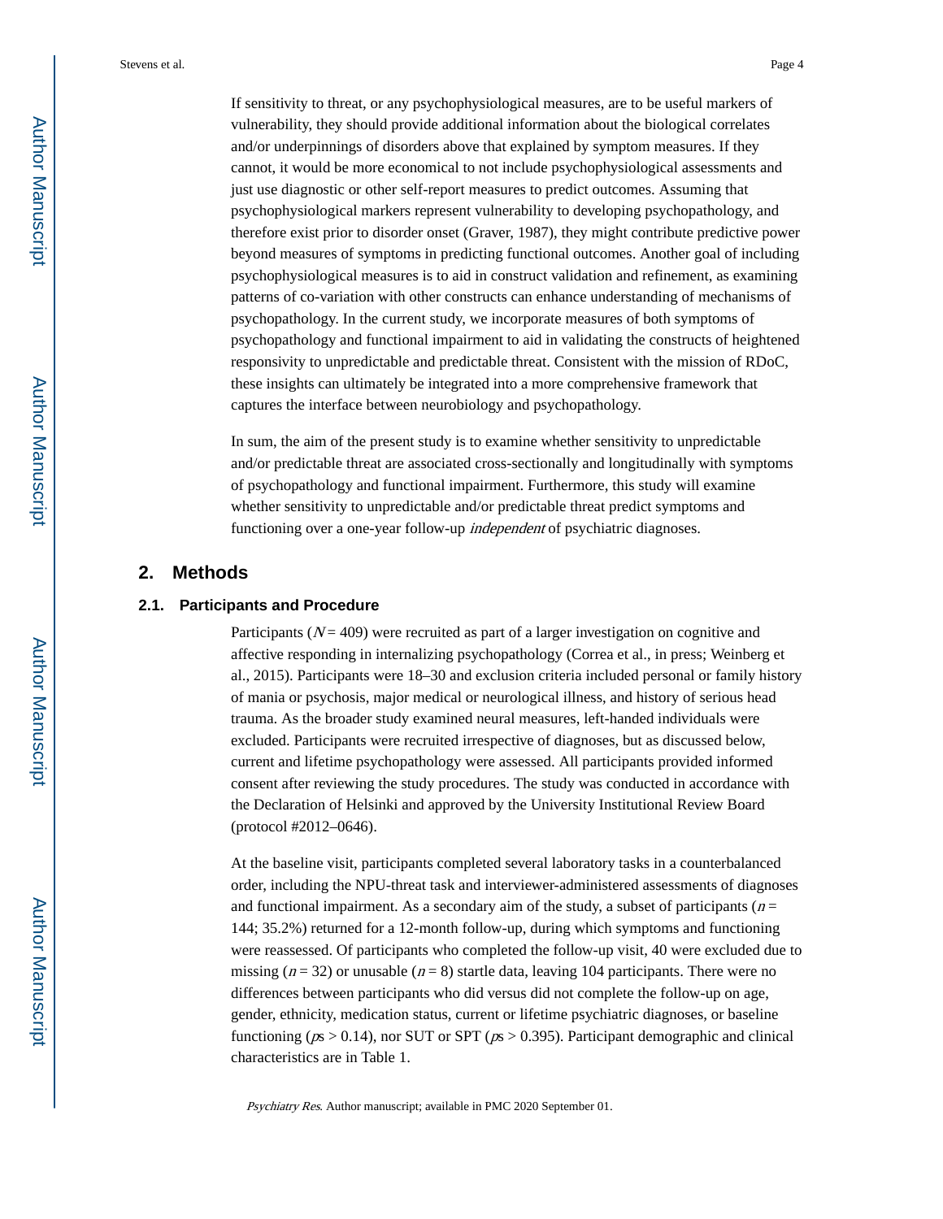If sensitivity to threat, or any psychophysiological measures, are to be useful markers of vulnerability, they should provide additional information about the biological correlates and/or underpinnings of disorders above that explained by symptom measures. If they cannot, it would be more economical to not include psychophysiological assessments and just use diagnostic or other self-report measures to predict outcomes. Assuming that psychophysiological markers represent vulnerability to developing psychopathology, and therefore exist prior to disorder onset (Graver, 1987), they might contribute predictive power beyond measures of symptoms in predicting functional outcomes. Another goal of including psychophysiological measures is to aid in construct validation and refinement, as examining patterns of co-variation with other constructs can enhance understanding of mechanisms of psychopathology. In the current study, we incorporate measures of both symptoms of psychopathology and functional impairment to aid in validating the constructs of heightened responsivity to unpredictable and predictable threat. Consistent with the mission of RDoC, these insights can ultimately be integrated into a more comprehensive framework that captures the interface between neurobiology and psychopathology.

In sum, the aim of the present study is to examine whether sensitivity to unpredictable and/or predictable threat are associated cross-sectionally and longitudinally with symptoms of psychopathology and functional impairment. Furthermore, this study will examine whether sensitivity to unpredictable and/or predictable threat predict symptoms and functioning over a one-year follow-up *independent* of psychiatric diagnoses.

## 2. Methods

### 2.1. Participants and Procedure

Participants ($N = 409$) were recruited as part of a larger investigation on cognitive and affective responding in internalizing psychopathology (Correa et al., in press; Weinberg et al., 2015). Participants were 18–30 and exclusion criteria included personal or family history of mania or psychosis, major medical or neurological illness, and history of serious head trauma. As the broader study examined neural measures, left-handed individuals were excluded. Participants were recruited irrespective of diagnoses, but as discussed below, current and lifetime psychopathology were assessed. All participants provided informed consent after reviewing the study procedures. The study was conducted in accordance with the Declaration of Helsinki and approved by the University Institutional Review Board (protocol #2012–0646).

At the baseline visit, participants completed several laboratory tasks in a counterbalanced order, including the NPU-threat task and interviewer-administered assessments of diagnoses and functional impairment. As a secondary aim of the study, a subset of participants ($n = 144$; 35.2%) returned for a 12-month follow-up, during which symptoms and functioning were reassessed. Of participants who completed the follow-up visit, 40 were excluded due to missing ($n = 32$) or unusable ($n = 8$) startle data, leaving 104 participants. There were no differences between participants who did versus did not complete the follow-up on age, gender, ethnicity, medication status, current or lifetime psychiatric diagnoses, or baseline functioning ($p$s > 0.14), nor SUT or SPT ($p$s > 0.395). Participant demographic and clinical characteristics are in Table 1.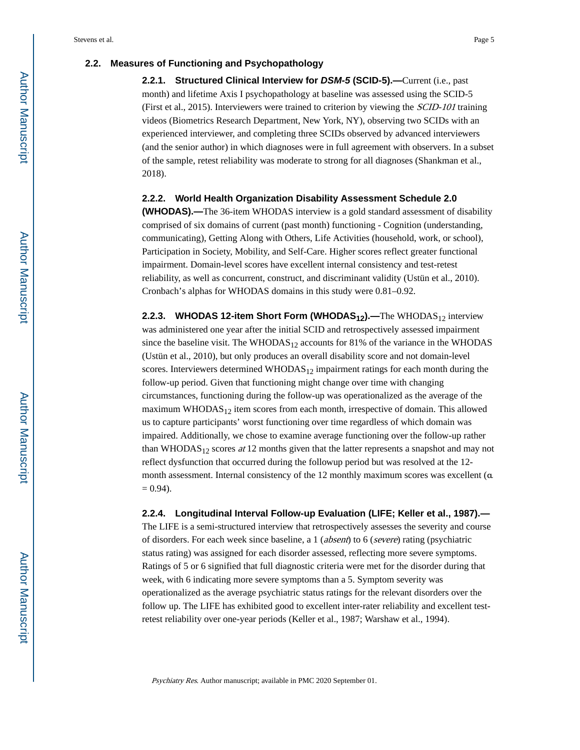## 2.2. Measures of Functioning and Psychopathology

**2.2.1. Structured Clinical Interview for *DSM-5* (SCID-5).—**Current (i.e., past month) and lifetime Axis I psychopathology at baseline was assessed using the SCID-5 (First et al., 2015). Interviewers were trained to criterion by viewing the *SCID-101* training videos (Biometrics Research Department, New York, NY), observing two SCIDs with an experienced interviewer, and completing three SCIDs observed by advanced interviewers (and the senior author) in which diagnoses were in full agreement with observers. In a subset of the sample, retest reliability was moderate to strong for all diagnoses (Shankman et al., 2018).

**2.2.2. World Health Organization Disability Assessment Schedule 2.0 (WHODAS).—**The 36-item WHODAS interview is a gold standard assessment of disability comprised of six domains of current (past month) functioning - Cognition (understanding, communicating), Getting Along with Others, Life Activities (household, work, or school), Participation in Society, Mobility, and Self-Care. Higher scores reflect greater functional impairment. Domain-level scores have excellent internal consistency and test-retest reliability, as well as concurrent, construct, and discriminant validity (Ustün et al., 2010). Cronbach's alphas for WHODAS domains in this study were 0.81–0.92.

**2.2.3. WHODAS 12-item Short Form ($WHODAS_{12}$).—**The $WHODAS_{12}$ interview was administered one year after the initial SCID and retrospectively assessed impairment since the baseline visit. The $WHODAS_{12}$ accounts for 81% of the variance in the WHODAS (Ustün et al., 2010), but only produces an overall disability score and not domain-level scores. Interviewers determined $WHODAS_{12}$ impairment ratings for each month during the follow-up period. Given that functioning might change over time with changing circumstances, functioning during the follow-up was operationalized as the average of the maximum $WHODAS_{12}$ item scores from each month, irrespective of domain. This allowed us to capture participants' worst functioning over time regardless of which domain was impaired. Additionally, we chose to examine average functioning over the follow-up rather than $WHODAS_{12}$ scores *at* 12 months given that the latter represents a snapshot and may not reflect dysfunction that occurred during the followup period but was resolved at the 12-month assessment. Internal consistency of the 12 monthly maximum scores was excellent ($\alpha = 0.94$).

**2.2.4. Longitudinal Interval Follow-up Evaluation (LIFE; Keller et al., 1987).—**The LIFE is a semi-structured interview that retrospectively assesses the severity and course of disorders. For each week since baseline, a 1 (*absent*) to 6 (*severe*) rating (psychiatric status rating) was assigned for each disorder assessed, reflecting more severe symptoms. Ratings of 5 or 6 signified that full diagnostic criteria were met for the disorder during that week, with 6 indicating more severe symptoms than a 5. Symptom severity was operationalized as the average psychiatric status ratings for the relevant disorders over the follow up. The LIFE has exhibited good to excellent inter-rater reliability and excellent test-retest reliability over one-year periods (Keller et al., 1987; Warshaw et al., 1994).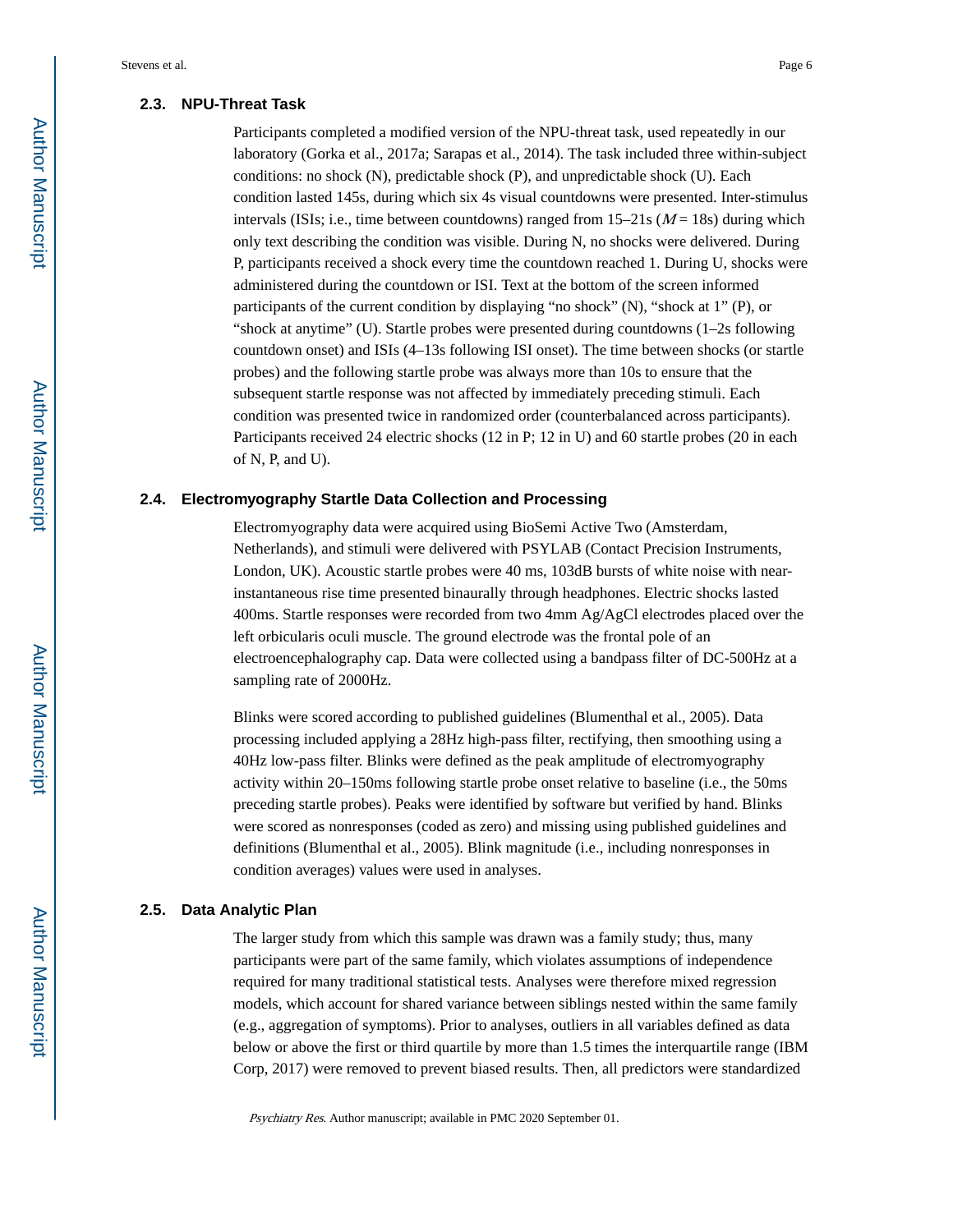### 2.3. NPU-Threat Task

Participants completed a modified version of the NPU-threat task, used repeatedly in our laboratory (Gorka et al., 2017a; Sarapas et al., 2014). The task included three within-subject conditions: no shock (N), predictable shock (P), and unpredictable shock (U). Each condition lasted 145s, during which six 4s visual countdowns were presented. Inter-stimulus intervals (ISIs; i.e., time between countdowns) ranged from 15–21s ($M = 18$s) during which only text describing the condition was visible. During N, no shocks were delivered. During P, participants received a shock every time the countdown reached 1. During U, shocks were administered during the countdown or ISI. Text at the bottom of the screen informed participants of the current condition by displaying "no shock" (N), "shock at 1" (P), or "shock at anytime" (U). Startle probes were presented during countdowns (1–2s following countdown onset) and ISIs (4–13s following ISI onset). The time between shocks (or startle probes) and the following startle probe was always more than 10s to ensure that the subsequent startle response was not affected by immediately preceding stimuli. Each condition was presented twice in randomized order (counterbalanced across participants). Participants received 24 electric shocks (12 in P; 12 in U) and 60 startle probes (20 in each of N, P, and U).

### 2.4. Electromyography Startle Data Collection and Processing

Electromyography data were acquired using BioSemi Active Two (Amsterdam, Netherlands), and stimuli were delivered with PSYLAB (Contact Precision Instruments, London, UK). Acoustic startle probes were 40 ms, 103dB bursts of white noise with near-instantaneous rise time presented binaurally through headphones. Electric shocks lasted 400ms. Startle responses were recorded from two 4mm Ag/AgCl electrodes placed over the left orbicularis oculi muscle. The ground electrode was the frontal pole of an electroencephalography cap. Data were collected using a bandpass filter of DC-500Hz at a sampling rate of 2000Hz.

Blinks were scored according to published guidelines (Blumenthal et al., 2005). Data processing included applying a 28Hz high-pass filter, rectifying, then smoothing using a 40Hz low-pass filter. Blinks were defined as the peak amplitude of electromyography activity within 20–150ms following startle probe onset relative to baseline (i.e., the 50ms preceding startle probes). Peaks were identified by software but verified by hand. Blinks were scored as nonresponses (coded as zero) and missing using published guidelines and definitions (Blumenthal et al., 2005). Blink magnitude (i.e., including nonresponses in condition averages) values were used in analyses.

### 2.5. Data Analytic Plan

The larger study from which this sample was drawn was a family study; thus, many participants were part of the same family, which violates assumptions of independence required for many traditional statistical tests. Analyses were therefore mixed regression models, which account for shared variance between siblings nested within the same family (e.g., aggregation of symptoms). Prior to analyses, outliers in all variables defined as data below or above the first or third quartile by more than 1.5 times the interquartile range (IBM Corp, 2017) were removed to prevent biased results. Then, all predictors were standardized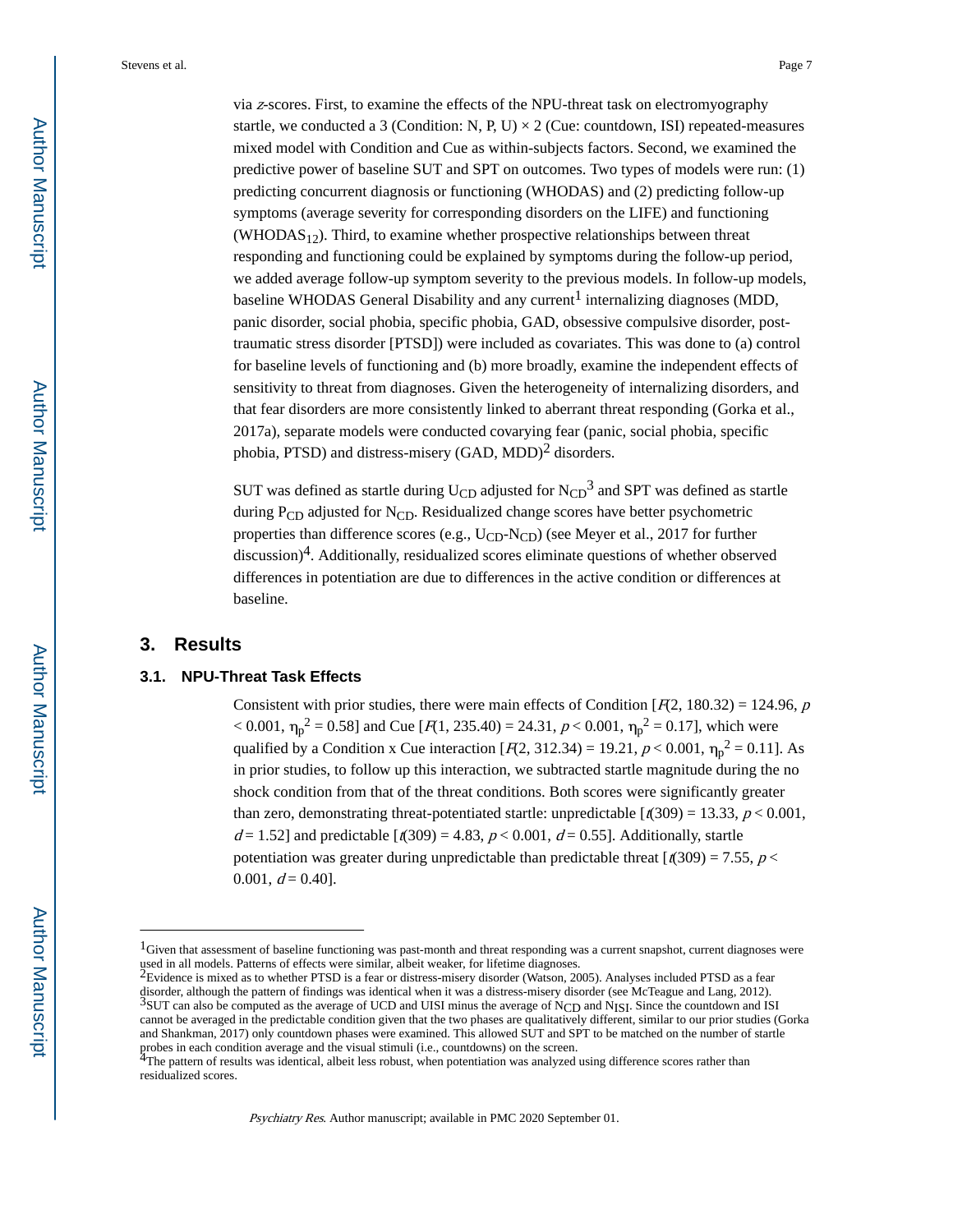via *z*-scores. First, to examine the effects of the NPU-threat task on electromyography startle, we conducted a 3 (Condition: N, P, U) × 2 (Cue: countdown, ISI) repeated-measures mixed model with Condition and Cue as within-subjects factors. Second, we examined the predictive power of baseline SUT and SPT on outcomes. Two types of models were run: (1) predicting concurrent diagnosis or functioning (WHODAS) and (2) predicting follow-up symptoms (average severity for corresponding disorders on the LIFE) and functioning ($WHODAS_{12}$). Third, to examine whether prospective relationships between threat responding and functioning could be explained by symptoms during the follow-up period, we added average follow-up symptom severity to the previous models. In follow-up models, baseline WHODAS General Disability and any current[1] internalizing diagnoses (MDD, panic disorder, social phobia, specific phobia, GAD, obsessive compulsive disorder, post-traumatic stress disorder [PTSD]) were included as covariates. This was done to (a) control for baseline levels of functioning and (b) more broadly, examine the independent effects of sensitivity to threat from diagnoses. Given the heterogeneity of internalizing disorders, and that fear disorders are more consistently linked to aberrant threat responding (Gorka et al., 2017a), separate models were conducted covarying fear (panic, social phobia, specific phobia, PTSD) and distress-misery (GAD, MDD)[2] disorders.

SUT was defined as startle during $U_{CD}$ adjusted for $N_{CD}$[3] and SPT was defined as startle during $P_{CD}$ adjusted for $N_{CD}$. Residualized change scores have better psychometric properties than difference scores (e.g., $U_{CD}$-$N_{CD}$) (see Meyer et al., 2017 for further discussion)[4]. Additionally, residualized scores eliminate questions of whether observed differences in potentiation are due to differences in the active condition or differences at baseline.

## 3. Results

### 3.1. NPU-Threat Task Effects

Consistent with prior studies, there were main effects of Condition [$F(2, 180.32) = 124.96$, $p < 0.001$, $\eta_p^2 = 0.58$] and Cue [$F(1, 235.40) = 24.31$, $p < 0.001$, $\eta_p^2 = 0.17$], which were qualified by a Condition x Cue interaction [$F(2, 312.34) = 19.21$, $p < 0.001$, $\eta_p^2 = 0.11$]. As in prior studies, to follow up this interaction, we subtracted startle magnitude during the no shock condition from that of the threat conditions. Both scores were significantly greater than zero, demonstrating threat-potentiated startle: unpredictable [$t(309) = 13.33$, $p < 0.001$, $d = 1.52$] and predictable [$t(309) = 4.83$, $p < 0.001$, $d = 0.55$]. Additionally, startle potentiation was greater during unpredictable than predictable threat [$t(309) = 7.55$, $p < 0.001$, $d = 0.40$].

---

[1]Given that assessment of baseline functioning was past-month and threat responding was a current snapshot, current diagnoses were used in all models. Patterns of effects were similar, albeit weaker, for lifetime diagnoses.

[2]Evidence is mixed as to whether PTSD is a fear or distress-misery disorder (Watson, 2005). Analyses included PTSD as a fear disorder, although the pattern of findings was identical when it was a distress-misery disorder (see McTeague and Lang, 2012).

[3]SUT can also be computed as the average of UCD and UISI minus the average of $N_{CD}$ and $N_{ISI}$. Since the countdown and ISI cannot be averaged in the predictable condition given that the two phases are qualitatively different, similar to our prior studies (Gorka and Shankman, 2017) only countdown phases were examined. This allowed SUT and SPT to be matched on the number of startle probes in each condition average and the visual stimuli (i.e., countdowns) on the screen.

[4]The pattern of results was identical, albeit less robust, when potentiation was analyzed using difference scores rather than residualized scores.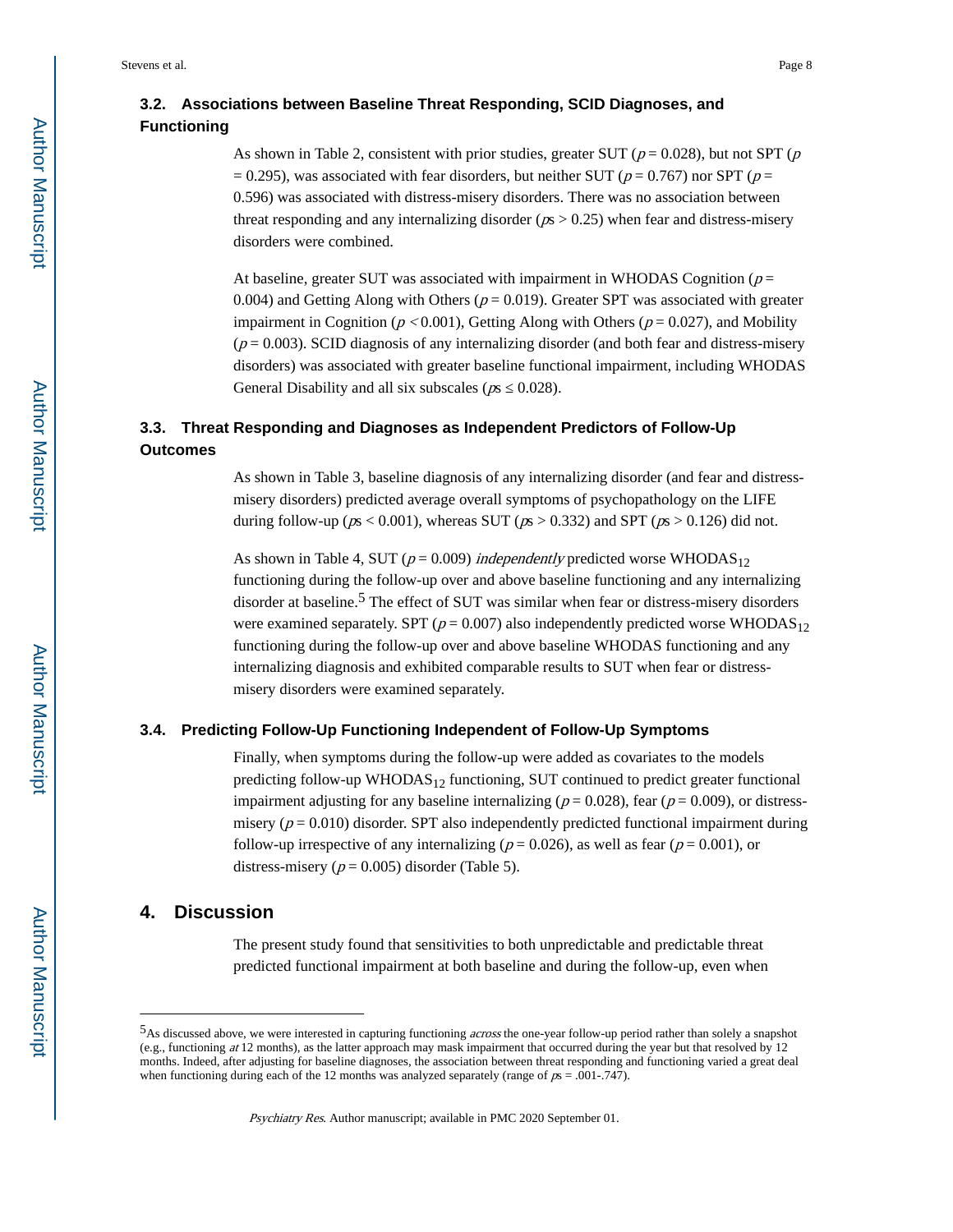### 3.2. Associations between Baseline Threat Responding, SCID Diagnoses, and Functioning

As shown in Table 2, consistent with prior studies, greater SUT ($p = 0.028$), but not SPT ($p = 0.295$), was associated with fear disorders, but neither SUT ($p = 0.767$) nor SPT ($p = 0.596$) was associated with distress-misery disorders. There was no association between threat responding and any internalizing disorder (*p*s > 0.25) when fear and distress-misery disorders were combined.

At baseline, greater SUT was associated with impairment in WHODAS Cognition ($p = 0.004$) and Getting Along with Others ($p = 0.019$). Greater SPT was associated with greater impairment in Cognition ($p < 0.001$), Getting Along with Others ($p = 0.027$), and Mobility ($p = 0.003$). SCID diagnosis of any internalizing disorder (and both fear and distress-misery disorders) was associated with greater baseline functional impairment, including WHODAS General Disability and all six subscales (*p*s ≤ 0.028).

### 3.3. Threat Responding and Diagnoses as Independent Predictors of Follow-Up Outcomes

As shown in Table 3, baseline diagnosis of any internalizing disorder (and fear and distress-misery disorders) predicted average overall symptoms of psychopathology on the LIFE during follow-up (*p*s < 0.001), whereas SUT (*p*s > 0.332) and SPT (*p*s > 0.126) did not.

As shown in Table 4, SUT ($p = 0.009$) *independently* predicted worse $WHODAS_{12}$ functioning during the follow-up over and above baseline functioning and any internalizing disorder at baseline.[5] The effect of SUT was similar when fear or distress-misery disorders were examined separately. SPT ($p = 0.007$) also independently predicted worse $WHODAS_{12}$ functioning during the follow-up over and above baseline WHODAS functioning and any internalizing diagnosis and exhibited comparable results to SUT when fear or distress-misery disorders were examined separately.

### 3.4. Predicting Follow-Up Functioning Independent of Follow-Up Symptoms

Finally, when symptoms during the follow-up were added as covariates to the models predicting follow-up $WHODAS_{12}$ functioning, SUT continued to predict greater functional impairment adjusting for any baseline internalizing ($p = 0.028$), fear ($p = 0.009$), or distress-misery ($p = 0.010$) disorder. SPT also independently predicted functional impairment during follow-up irrespective of any internalizing ($p = 0.026$), as well as fear ($p = 0.001$), or distress-misery ($p = 0.005$) disorder (Table 5).

## 4. Discussion

The present study found that sensitivities to both unpredictable and predictable threat predicted functional impairment at both baseline and during the follow-up, even when

---

[5]As discussed above, we were interested in capturing functioning *across* the one-year follow-up period rather than solely a snapshot (e.g., functioning *at* 12 months), as the latter approach may mask impairment that occurred during the year but that resolved by 12 months. Indeed, after adjusting for baseline diagnoses, the association between threat responding and functioning varied a great deal when functioning during each of the 12 months was analyzed separately (range of *p*s = .001-.747).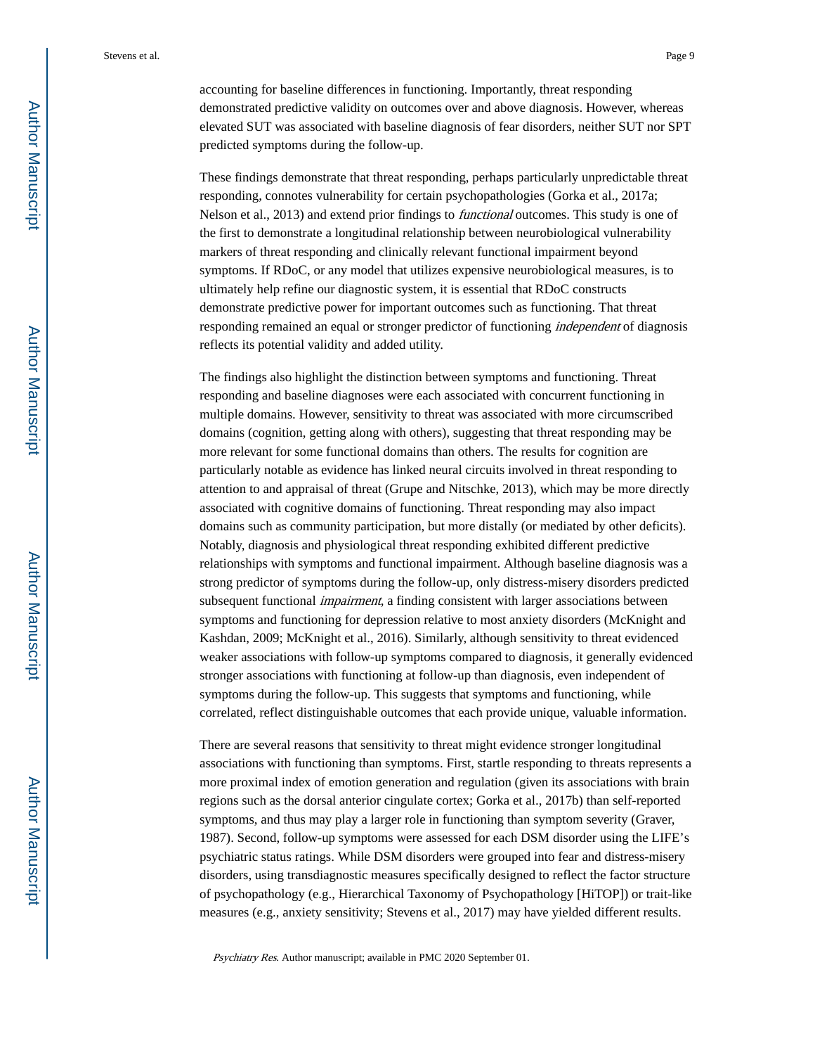accounting for baseline differences in functioning. Importantly, threat responding demonstrated predictive validity on outcomes over and above diagnosis. However, whereas elevated SUT was associated with baseline diagnosis of fear disorders, neither SUT nor SPT predicted symptoms during the follow-up.

These findings demonstrate that threat responding, perhaps particularly unpredictable threat responding, connotes vulnerability for certain psychopathologies (Gorka et al., 2017a; Nelson et al., 2013) and extend prior findings to *functional* outcomes. This study is one of the first to demonstrate a longitudinal relationship between neurobiological vulnerability markers of threat responding and clinically relevant functional impairment beyond symptoms. If RDoC, or any model that utilizes expensive neurobiological measures, is to ultimately help refine our diagnostic system, it is essential that RDoC constructs demonstrate predictive power for important outcomes such as functioning. That threat responding remained an equal or stronger predictor of functioning *independent* of diagnosis reflects its potential validity and added utility.

The findings also highlight the distinction between symptoms and functioning. Threat responding and baseline diagnoses were each associated with concurrent functioning in multiple domains. However, sensitivity to threat was associated with more circumscribed domains (cognition, getting along with others), suggesting that threat responding may be more relevant for some functional domains than others. The results for cognition are particularly notable as evidence has linked neural circuits involved in threat responding to attention to and appraisal of threat (Grupe and Nitschke, 2013), which may be more directly associated with cognitive domains of functioning. Threat responding may also impact domains such as community participation, but more distally (or mediated by other deficits). Notably, diagnosis and physiological threat responding exhibited different predictive relationships with symptoms and functional impairment. Although baseline diagnosis was a strong predictor of symptoms during the follow-up, only distress-misery disorders predicted subsequent functional *impairment*, a finding consistent with larger associations between symptoms and functioning for depression relative to most anxiety disorders (McKnight and Kashdan, 2009; McKnight et al., 2016). Similarly, although sensitivity to threat evidenced weaker associations with follow-up symptoms compared to diagnosis, it generally evidenced stronger associations with functioning at follow-up than diagnosis, even independent of symptoms during the follow-up. This suggests that symptoms and functioning, while correlated, reflect distinguishable outcomes that each provide unique, valuable information.

There are several reasons that sensitivity to threat might evidence stronger longitudinal associations with functioning than symptoms. First, startle responding to threats represents a more proximal index of emotion generation and regulation (given its associations with brain regions such as the dorsal anterior cingulate cortex; Gorka et al., 2017b) than self-reported symptoms, and thus may play a larger role in functioning than symptom severity (Graver, 1987). Second, follow-up symptoms were assessed for each DSM disorder using the LIFE's psychiatric status ratings. While DSM disorders were grouped into fear and distress-misery disorders, using transdiagnostic measures specifically designed to reflect the factor structure of psychopathology (e.g., Hierarchical Taxonomy of Psychopathology [HiTOP]) or trait-like measures (e.g., anxiety sensitivity; Stevens et al., 2017) may have yielded different results.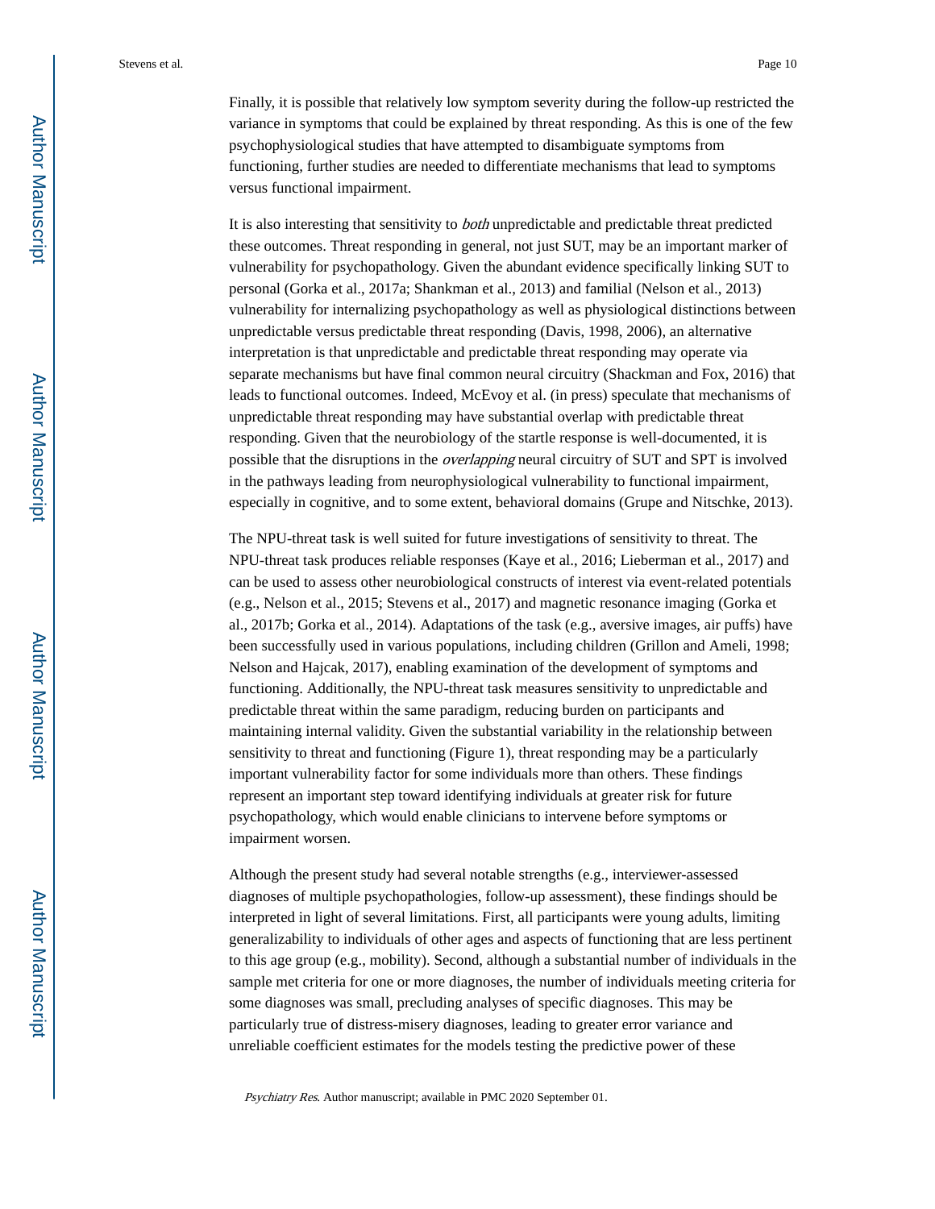Finally, it is possible that relatively low symptom severity during the follow-up restricted the variance in symptoms that could be explained by threat responding. As this is one of the few psychophysiological studies that have attempted to disambiguate symptoms from functioning, further studies are needed to differentiate mechanisms that lead to symptoms versus functional impairment.

It is also interesting that sensitivity to *both* unpredictable and predictable threat predicted these outcomes. Threat responding in general, not just SUT, may be an important marker of vulnerability for psychopathology. Given the abundant evidence specifically linking SUT to personal (Gorka et al., 2017a; Shankman et al., 2013) and familial (Nelson et al., 2013) vulnerability for internalizing psychopathology as well as physiological distinctions between unpredictable versus predictable threat responding (Davis, 1998, 2006), an alternative interpretation is that unpredictable and predictable threat responding may operate via separate mechanisms but have final common neural circuitry (Shackman and Fox, 2016) that leads to functional outcomes. Indeed, McEvoy et al. (in press) speculate that mechanisms of unpredictable threat responding may have substantial overlap with predictable threat responding. Given that the neurobiology of the startle response is well-documented, it is possible that the disruptions in the *overlapping* neural circuitry of SUT and SPT is involved in the pathways leading from neurophysiological vulnerability to functional impairment, especially in cognitive, and to some extent, behavioral domains (Grupe and Nitschke, 2013).

The NPU-threat task is well suited for future investigations of sensitivity to threat. The NPU-threat task produces reliable responses (Kaye et al., 2016; Lieberman et al., 2017) and can be used to assess other neurobiological constructs of interest via event-related potentials (e.g., Nelson et al., 2015; Stevens et al., 2017) and magnetic resonance imaging (Gorka et al., 2017b; Gorka et al., 2014). Adaptations of the task (e.g., aversive images, air puffs) have been successfully used in various populations, including children (Grillon and Ameli, 1998; Nelson and Hajcak, 2017), enabling examination of the development of symptoms and functioning. Additionally, the NPU-threat task measures sensitivity to unpredictable and predictable threat within the same paradigm, reducing burden on participants and maintaining internal validity. Given the substantial variability in the relationship between sensitivity to threat and functioning (Figure 1), threat responding may be a particularly important vulnerability factor for some individuals more than others. These findings represent an important step toward identifying individuals at greater risk for future psychopathology, which would enable clinicians to intervene before symptoms or impairment worsen.

Although the present study had several notable strengths (e.g., interviewer-assessed diagnoses of multiple psychopathologies, follow-up assessment), these findings should be interpreted in light of several limitations. First, all participants were young adults, limiting generalizability to individuals of other ages and aspects of functioning that are less pertinent to this age group (e.g., mobility). Second, although a substantial number of individuals in the sample met criteria for one or more diagnoses, the number of individuals meeting criteria for some diagnoses was small, precluding analyses of specific diagnoses. This may be particularly true of distress-misery diagnoses, leading to greater error variance and unreliable coefficient estimates for the models testing the predictive power of these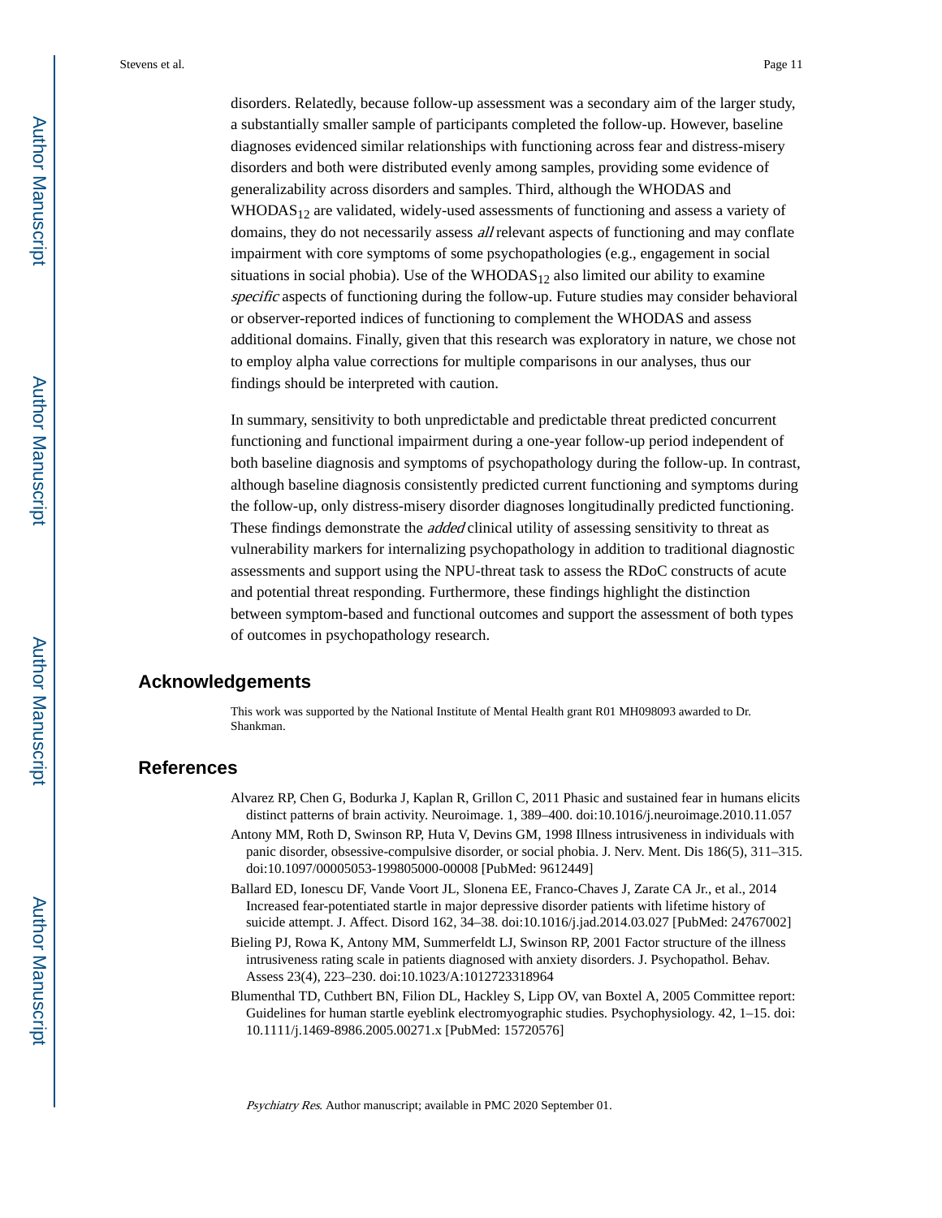disorders. Relatedly, because follow-up assessment was a secondary aim of the larger study, a substantially smaller sample of participants completed the follow-up. However, baseline diagnoses evidenced similar relationships with functioning across fear and distress-misery disorders and both were distributed evenly among samples, providing some evidence of generalizability across disorders and samples. Third, although the WHODAS and $WHODAS_{12}$ are validated, widely-used assessments of functioning and assess a variety of domains, they do not necessarily assess *all* relevant aspects of functioning and may conflate impairment with core symptoms of some psychopathologies (e.g., engagement in social situations in social phobia). Use of the $WHODAS_{12}$ also limited our ability to examine *specific* aspects of functioning during the follow-up. Future studies may consider behavioral or observer-reported indices of functioning to complement the WHODAS and assess additional domains. Finally, given that this research was exploratory in nature, we chose not to employ alpha value corrections for multiple comparisons in our analyses, thus our findings should be interpreted with caution.

In summary, sensitivity to both unpredictable and predictable threat predicted concurrent functioning and functional impairment during a one-year follow-up period independent of both baseline diagnosis and symptoms of psychopathology during the follow-up. In contrast, although baseline diagnosis consistently predicted current functioning and symptoms during the follow-up, only distress-misery disorder diagnoses longitudinally predicted functioning. These findings demonstrate the *added* clinical utility of assessing sensitivity to threat as vulnerability markers for internalizing psychopathology in addition to traditional diagnostic assessments and support using the NPU-threat task to assess the RDoC constructs of acute and potential threat responding. Furthermore, these findings highlight the distinction between symptom-based and functional outcomes and support the assessment of both types of outcomes in psychopathology research.

## Acknowledgements

This work was supported by the National Institute of Mental Health grant R01 MH098093 awarded to Dr. Shankman.

## References

Alvarez RP, Chen G, Bodurka J, Kaplan R, Grillon C, 2011 Phasic and sustained fear in humans elicits distinct patterns of brain activity. Neuroimage. 1, 389–400. doi:10.1016/j.neuroimage.2010.11.057

Antony MM, Roth D, Swinson RP, Huta V, Devins GM, 1998 Illness intrusiveness in individuals with panic disorder, obsessive-compulsive disorder, or social phobia. J. Nerv. Ment. Dis 186(5), 311–315. doi:10.1097/00005053-199805000-00008 [PubMed: 9612449]

Ballard ED, Ionescu DF, Vande Voort JL, Slonena EE, Franco-Chaves J, Zarate CA Jr., et al., 2014 Increased fear-potentiated startle in major depressive disorder patients with lifetime history of suicide attempt. J. Affect. Disord 162, 34–38. doi:10.1016/j.jad.2014.03.027 [PubMed: 24767002]

Bieling PJ, Rowa K, Antony MM, Summerfeldt LJ, Swinson RP, 2001 Factor structure of the illness intrusiveness rating scale in patients diagnosed with anxiety disorders. J. Psychopathol. Behav. Assess 23(4), 223–230. doi:10.1023/A:1012723318964

Blumenthal TD, Cuthbert BN, Filion DL, Hackley S, Lipp OV, van Boxtel A, 2005 Committee report: Guidelines for human startle eyeblink electromyographic studies. Psychophysiology. 42, 1–15. doi:10.1111/j.1469-8986.2005.00271.x [PubMed: 15720576]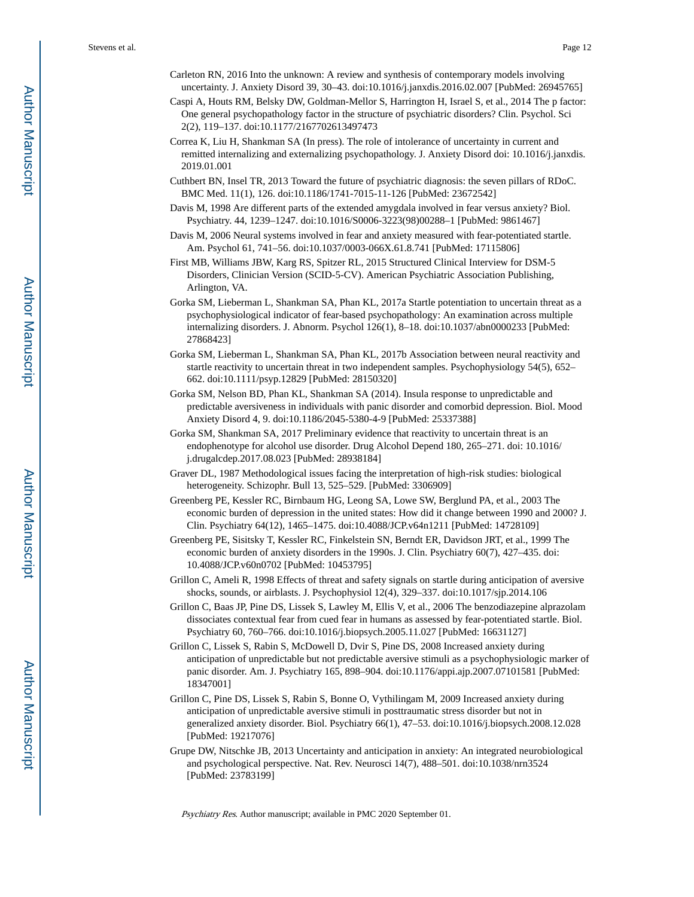Carleton RN, 2016 Into the unknown: A review and synthesis of contemporary models involving uncertainty. J. Anxiety Disord 39, 30–43. doi:10.1016/j.janxdis.2016.02.007 [PubMed: 26945765]

Caspi A, Houts RM, Belsky DW, Goldman-Mellor S, Harrington H, Israel S, et al., 2014 The p factor: One general psychopathology factor in the structure of psychiatric disorders? Clin. Psychol. Sci 2(2), 119–137. doi:10.1177/2167702613497473

Correa K, Liu H, Shankman SA (In press). The role of intolerance of uncertainty in current and remitted internalizing and externalizing psychopathology. J. Anxiety Disord doi: 10.1016/j.janxdis.2019.01.001

Cuthbert BN, Insel TR, 2013 Toward the future of psychiatric diagnosis: the seven pillars of RDoC. BMC Med. 11(1), 126. doi:10.1186/1741-7015-11-126 [PubMed: 23672542]

Davis M, 1998 Are different parts of the extended amygdala involved in fear versus anxiety? Biol. Psychiatry. 44, 1239–1247. doi:10.1016/S0006-3223(98)00288–1 [PubMed: 9861467]

Davis M, 2006 Neural systems involved in fear and anxiety measured with fear-potentiated startle. Am. Psychol 61, 741–56. doi:10.1037/0003-066X.61.8.741 [PubMed: 17115806]

First MB, Williams JBW, Karg RS, Spitzer RL, 2015 Structured Clinical Interview for DSM-5 Disorders, Clinician Version (SCID-5-CV). American Psychiatric Association Publishing, Arlington, VA.

Gorka SM, Lieberman L, Shankman SA, Phan KL, 2017a Startle potentiation to uncertain threat as a psychophysiological indicator of fear-based psychopathology: An examination across multiple internalizing disorders. J. Abnorm. Psychol 126(1), 8–18. doi:10.1037/abn0000233 [PubMed: 27868423]

Gorka SM, Lieberman L, Shankman SA, Phan KL, 2017b Association between neural reactivity and startle reactivity to uncertain threat in two independent samples. Psychophysiology 54(5), 652–662. doi:10.1111/psyp.12829 [PubMed: 28150320]

Gorka SM, Nelson BD, Phan KL, Shankman SA (2014). Insula response to unpredictable and predictable aversiveness in individuals with panic disorder and comorbid depression. Biol. Mood Anxiety Disord 4, 9. doi:10.1186/2045-5380-4-9 [PubMed: 25337388]

Gorka SM, Shankman SA, 2017 Preliminary evidence that reactivity to uncertain threat is an endophenotype for alcohol use disorder. Drug Alcohol Depend 180, 265–271. doi: 10.1016/j.drugalcdep.2017.08.023 [PubMed: 28938184]

Graver DL, 1987 Methodological issues facing the interpretation of high-risk studies: biological heterogeneity. Schizophr. Bull 13, 525–529. [PubMed: 3306909]

Greenberg PE, Kessler RC, Birnbaum HG, Leong SA, Lowe SW, Berglund PA, et al., 2003 The economic burden of depression in the united states: How did it change between 1990 and 2000? J. Clin. Psychiatry 64(12), 1465–1475. doi:10.4088/JCP.v64n1211 [PubMed: 14728109]

Greenberg PE, Sisitsky T, Kessler RC, Finkelstein SN, Berndt ER, Davidson JRT, et al., 1999 The economic burden of anxiety disorders in the 1990s. J. Clin. Psychiatry 60(7), 427–435. doi: 10.4088/JCP.v60n0702 [PubMed: 10453795]

Grillon C, Ameli R, 1998 Effects of threat and safety signals on startle during anticipation of aversive shocks, sounds, or airblasts. J. Psychophysiol 12(4), 329–337. doi:10.1017/sjp.2014.106

Grillon C, Baas JP, Pine DS, Lissek S, Lawley M, Ellis V, et al., 2006 The benzodiazepine alprazolam dissociates contextual fear from cued fear in humans as assessed by fear-potentiated startle. Biol. Psychiatry 60, 760–766. doi:10.1016/j.biopsych.2005.11.027 [PubMed: 16631127]

Grillon C, Lissek S, Rabin S, McDowell D, Dvir S, Pine DS, 2008 Increased anxiety during anticipation of unpredictable but not predictable aversive stimuli as a psychophysiologic marker of panic disorder. Am. J. Psychiatry 165, 898–904. doi:10.1176/appi.ajp.2007.07101581 [PubMed: 18347001]

Grillon C, Pine DS, Lissek S, Rabin S, Bonne O, Vythilingam M, 2009 Increased anxiety during anticipation of unpredictable aversive stimuli in posttraumatic stress disorder but not in generalized anxiety disorder. Biol. Psychiatry 66(1), 47–53. doi:10.1016/j.biopsych.2008.12.028 [PubMed: 19217076]

Grupe DW, Nitschke JB, 2013 Uncertainty and anticipation in anxiety: An integrated neurobiological and psychological perspective. Nat. Rev. Neurosci 14(7), 488–501. doi:10.1038/nrn3524 [PubMed: 23783199]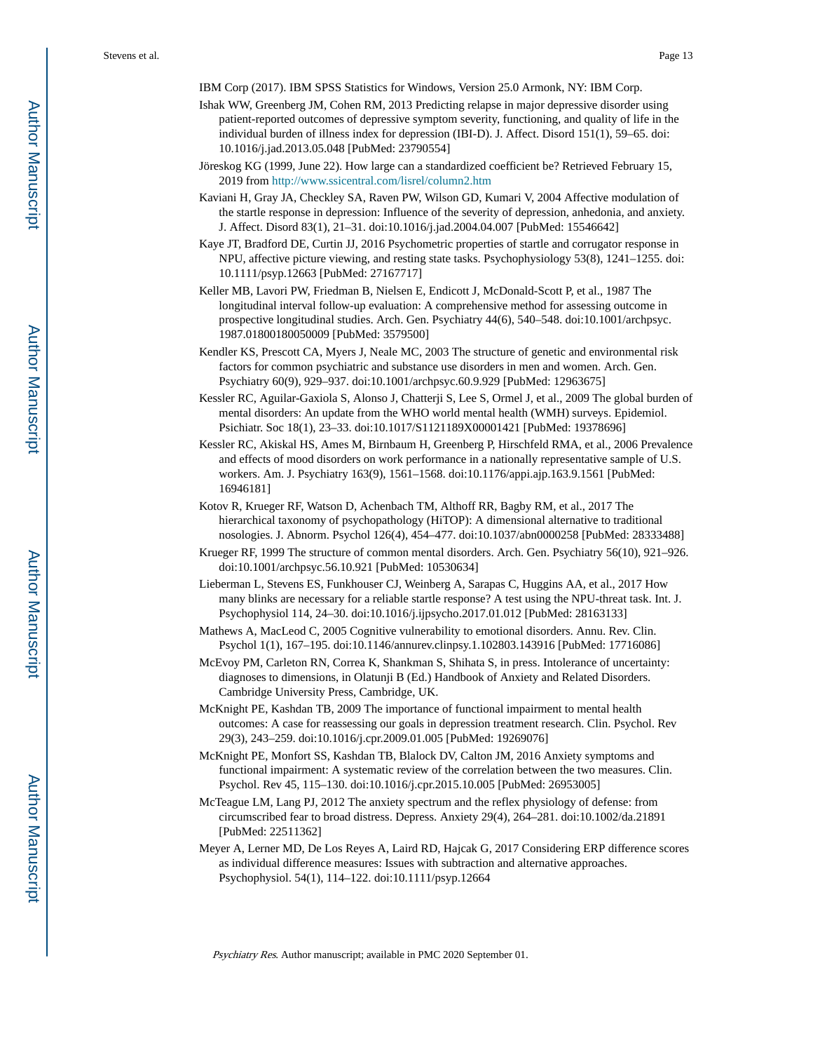IBM Corp (2017). IBM SPSS Statistics for Windows, Version 25.0 Armonk, NY: IBM Corp.

Ishak WW, Greenberg JM, Cohen RM, 2013 Predicting relapse in major depressive disorder using patient-reported outcomes of depressive symptom severity, functioning, and quality of life in the individual burden of illness index for depression (IBI-D). J. Affect. Disord 151(1), 59–65. doi: 10.1016/j.jad.2013.05.048 [PubMed: 23790554]

Jöreskog KG (1999, June 22). How large can a standardized coefficient be? Retrieved February 15, 2019 from http://www.ssicentral.com/lisrel/column2.htm

Kaviani H, Gray JA, Checkley SA, Raven PW, Wilson GD, Kumari V, 2004 Affective modulation of the startle response in depression: Influence of the severity of depression, anhedonia, and anxiety. J. Affect. Disord 83(1), 21–31. doi:10.1016/j.jad.2004.04.007 [PubMed: 15546642]

Kaye JT, Bradford DE, Curtin JJ, 2016 Psychometric properties of startle and corrugator response in NPU, affective picture viewing, and resting state tasks. Psychophysiology 53(8), 1241–1255. doi: 10.1111/psyp.12663 [PubMed: 27167717]

Keller MB, Lavori PW, Friedman B, Nielsen E, Endicott J, McDonald-Scott P, et al., 1987 The longitudinal interval follow-up evaluation: A comprehensive method for assessing outcome in prospective longitudinal studies. Arch. Gen. Psychiatry 44(6), 540–548. doi:10.1001/archpsyc.1987.01800180050009 [PubMed: 3579500]

Kendler KS, Prescott CA, Myers J, Neale MC, 2003 The structure of genetic and environmental risk factors for common psychiatric and substance use disorders in men and women. Arch. Gen. Psychiatry 60(9), 929–937. doi:10.1001/archpsyc.60.9.929 [PubMed: 12963675]

Kessler RC, Aguilar-Gaxiola S, Alonso J, Chatterji S, Lee S, Ormel J, et al., 2009 The global burden of mental disorders: An update from the WHO world mental health (WMH) surveys. Epidemiol. Psichiatr. Soc 18(1), 23–33. doi:10.1017/S1121189X00001421 [PubMed: 19378696]

Kessler RC, Akiskal HS, Ames M, Birnbaum H, Greenberg P, Hirschfeld RMA, et al., 2006 Prevalence and effects of mood disorders on work performance in a nationally representative sample of U.S. workers. Am. J. Psychiatry 163(9), 1561–1568. doi:10.1176/appi.ajp.163.9.1561 [PubMed: 16946181]

Kotov R, Krueger RF, Watson D, Achenbach TM, Althoff RR, Bagby RM, et al., 2017 The hierarchical taxonomy of psychopathology (HiTOP): A dimensional alternative to traditional nosologies. J. Abnorm. Psychol 126(4), 454–477. doi:10.1037/abn0000258 [PubMed: 28333488]

Krueger RF, 1999 The structure of common mental disorders. Arch. Gen. Psychiatry 56(10), 921–926. doi:10.1001/archpsyc.56.10.921 [PubMed: 10530634]

Lieberman L, Stevens ES, Funkhouser CJ, Weinberg A, Sarapas C, Huggins AA, et al., 2017 How many blinks are necessary for a reliable startle response? A test using the NPU-threat task. Int. J. Psychophysiol 114, 24–30. doi:10.1016/j.ijpsycho.2017.01.012 [PubMed: 28163133]

Mathews A, MacLeod C, 2005 Cognitive vulnerability to emotional disorders. Annu. Rev. Clin. Psychol 1(1), 167–195. doi:10.1146/annurev.clinpsy.1.102803.143916 [PubMed: 17716086]

McEvoy PM, Carleton RN, Correa K, Shankman S, Shihata S, in press. Intolerance of uncertainty: diagnoses to dimensions, in Olatunji B (Ed.) Handbook of Anxiety and Related Disorders. Cambridge University Press, Cambridge, UK.

McKnight PE, Kashdan TB, 2009 The importance of functional impairment to mental health outcomes: A case for reassessing our goals in depression treatment research. Clin. Psychol. Rev 29(3), 243–259. doi:10.1016/j.cpr.2009.01.005 [PubMed: 19269076]

McKnight PE, Monfort SS, Kashdan TB, Blalock DV, Calton JM, 2016 Anxiety symptoms and functional impairment: A systematic review of the correlation between the two measures. Clin. Psychol. Rev 45, 115–130. doi:10.1016/j.cpr.2015.10.005 [PubMed: 26953005]

McTeague LM, Lang PJ, 2012 The anxiety spectrum and the reflex physiology of defense: from circumscribed fear to broad distress. Depress. Anxiety 29(4), 264–281. doi:10.1002/da.21891 [PubMed: 22511362]

Meyer A, Lerner MD, De Los Reyes A, Laird RD, Hajcak G, 2017 Considering ERP difference scores as individual difference measures: Issues with subtraction and alternative approaches. Psychophysiol. 54(1), 114–122. doi:10.1111/psyp.12664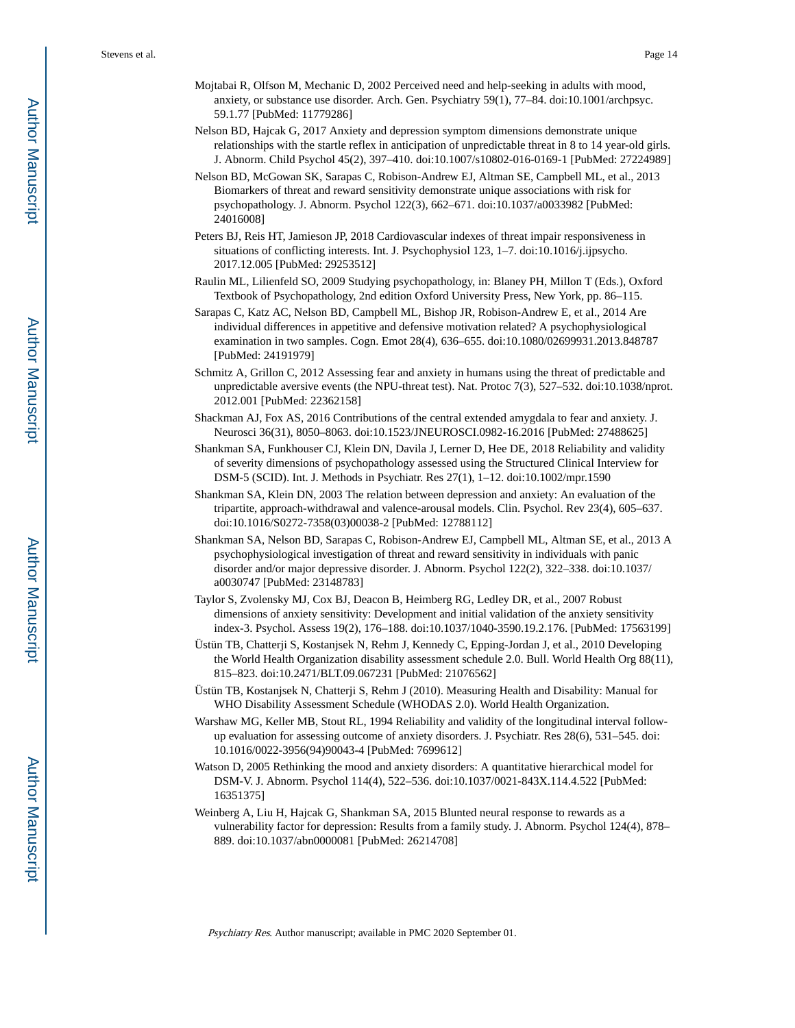Mojtabai R, Olfson M, Mechanic D, 2002 Perceived need and help-seeking in adults with mood, anxiety, or substance use disorder. Arch. Gen. Psychiatry 59(1), 77–84. doi:10.1001/archpsyc.59.1.77 [PubMed: 11779286]

Nelson BD, Hajcak G, 2017 Anxiety and depression symptom dimensions demonstrate unique relationships with the startle reflex in anticipation of unpredictable threat in 8 to 14 year-old girls. J. Abnorm. Child Psychol 45(2), 397–410. doi:10.1007/s10802-016-0169-1 [PubMed: 27224989]

Nelson BD, McGowan SK, Sarapas C, Robison-Andrew EJ, Altman SE, Campbell ML, et al., 2013 Biomarkers of threat and reward sensitivity demonstrate unique associations with risk for psychopathology. J. Abnorm. Psychol 122(3), 662–671. doi:10.1037/a0033982 [PubMed: 24016008]

Peters BJ, Reis HT, Jamieson JP, 2018 Cardiovascular indexes of threat impair responsiveness in situations of conflicting interests. Int. J. Psychophysiol 123, 1–7. doi:10.1016/j.ijpsycho.2017.12.005 [PubMed: 29253512]

Raulin ML, Lilienfeld SO, 2009 Studying psychopathology, in: Blaney PH, Millon T (Eds.), Oxford Textbook of Psychopathology, 2nd edition Oxford University Press, New York, pp. 86–115.

Sarapas C, Katz AC, Nelson BD, Campbell ML, Bishop JR, Robison-Andrew E, et al., 2014 Are individual differences in appetitive and defensive motivation related? A psychophysiological examination in two samples. Cogn. Emot 28(4), 636–655. doi:10.1080/02699931.2013.848787 [PubMed: 24191979]

Schmitz A, Grillon C, 2012 Assessing fear and anxiety in humans using the threat of predictable and unpredictable aversive events (the NPU-threat test). Nat. Protoc 7(3), 527–532. doi:10.1038/nprot.2012.001 [PubMed: 22362158]

Shackman AJ, Fox AS, 2016 Contributions of the central extended amygdala to fear and anxiety. J. Neurosci 36(31), 8050–8063. doi:10.1523/JNEUROSCI.0982-16.2016 [PubMed: 27488625]

Shankman SA, Funkhouser CJ, Klein DN, Davila J, Lerner D, Hee DE, 2018 Reliability and validity of severity dimensions of psychopathology assessed using the Structured Clinical Interview for DSM-5 (SCID). Int. J. Methods in Psychiatr. Res 27(1), 1–12. doi:10.1002/mpr.1590

Shankman SA, Klein DN, 2003 The relation between depression and anxiety: An evaluation of the tripartite, approach-withdrawal and valence-arousal models. Clin. Psychol. Rev 23(4), 605–637. doi:10.1016/S0272-7358(03)00038-2 [PubMed: 12788112]

Shankman SA, Nelson BD, Sarapas C, Robison-Andrew EJ, Campbell ML, Altman SE, et al., 2013 A psychophysiological investigation of threat and reward sensitivity in individuals with panic disorder and/or major depressive disorder. J. Abnorm. Psychol 122(2), 322–338. doi:10.1037/a0030747 [PubMed: 23148783]

Taylor S, Zvolensky MJ, Cox BJ, Deacon B, Heimberg RG, Ledley DR, et al., 2007 Robust dimensions of anxiety sensitivity: Development and initial validation of the anxiety sensitivity index-3. Psychol. Assess 19(2), 176–188. doi:10.1037/1040-3590.19.2.176. [PubMed: 17563199]

Üstün TB, Chatterji S, Kostanjsek N, Rehm J, Kennedy C, Epping-Jordan J, et al., 2010 Developing the World Health Organization disability assessment schedule 2.0. Bull. World Health Org 88(11), 815–823. doi:10.2471/BLT.09.067231 [PubMed: 21076562]

Üstün TB, Kostanjsek N, Chatterji S, Rehm J (2010). Measuring Health and Disability: Manual for WHO Disability Assessment Schedule (WHODAS 2.0). World Health Organization.

Warshaw MG, Keller MB, Stout RL, 1994 Reliability and validity of the longitudinal interval follow-up evaluation for assessing outcome of anxiety disorders. J. Psychiatr. Res 28(6), 531–545. doi:10.1016/0022-3956(94)90043-4 [PubMed: 7699612]

Watson D, 2005 Rethinking the mood and anxiety disorders: A quantitative hierarchical model for DSM-V. J. Abnorm. Psychol 114(4), 522–536. doi:10.1037/0021-843X.114.4.522 [PubMed: 16351375]

Weinberg A, Liu H, Hajcak G, Shankman SA, 2015 Blunted neural response to rewards as a vulnerability factor for depression: Results from a family study. J. Abnorm. Psychol 124(4), 878–889. doi:10.1037/abn0000081 [PubMed: 26214708]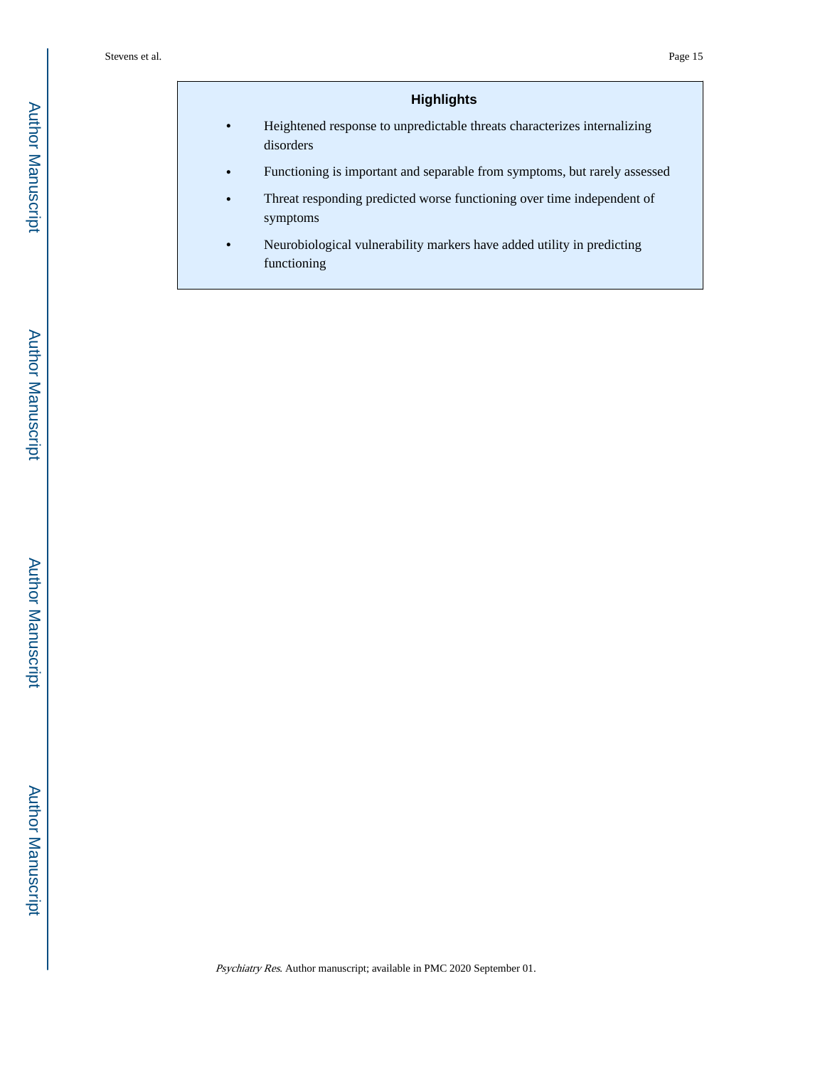## Highlights

- Heightened response to unpredictable threats characterizes internalizing disorders
- Functioning is important and separable from symptoms, but rarely assessed
- Threat responding predicted worse functioning over time independent of symptoms
- Neurobiological vulnerability markers have added utility in predicting functioning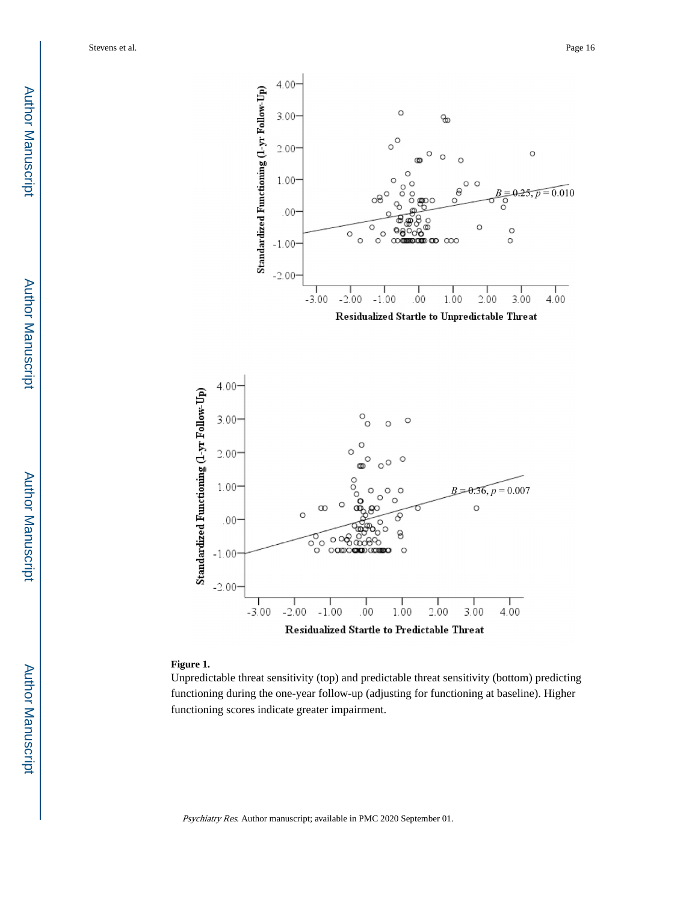**Figure 1.**

Unpredictable threat sensitivity (top) and predictable threat sensitivity (bottom) predicting functioning during the one-year follow-up (adjusting for functioning at baseline). Higher functioning scores indicate greater impairment.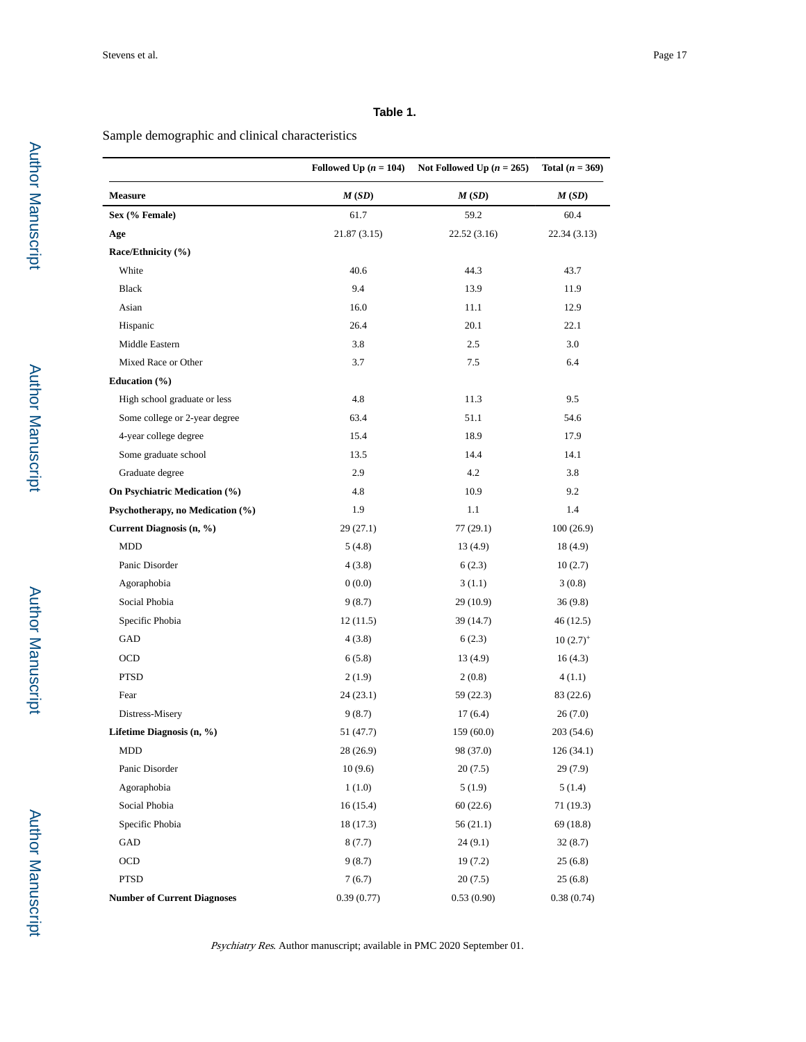**Table 1.**

Sample demographic and clinical characteristics

| | Followed Up (*n* = 104) | Not Followed Up (*n* = 265) | Total (*n* = 369) |
|---|---|---|---|
| **Measure** | ***M* (*SD*)** | ***M* (*SD*)** | ***M* (*SD*)** |
| **Sex (% Female)** | 61.7 | 59.2 | 60.4 |
| **Age** | 21.87 (3.15) | 22.52 (3.16) | 22.34 (3.13) |
| **Race/Ethnicity (%)** | | | |
| White | 40.6 | 44.3 | 43.7 |
| Black | 9.4 | 13.9 | 11.9 |
| Asian | 16.0 | 11.1 | 12.9 |
| Hispanic | 26.4 | 20.1 | 22.1 |
| Middle Eastern | 3.8 | 2.5 | 3.0 |
| Mixed Race or Other | 3.7 | 7.5 | 6.4 |
| **Education (%)** | | | |
| High school graduate or less | 4.8 | 11.3 | 9.5 |
| Some college or 2-year degree | 63.4 | 51.1 | 54.6 |
| 4-year college degree | 15.4 | 18.9 | 17.9 |
| Some graduate school | 13.5 | 14.4 | 14.1 |
| Graduate degree | 2.9 | 4.2 | 3.8 |
| **On Psychiatric Medication (%)** | 4.8 | 10.9 | 9.2 |
| **Psychotherapy, no Medication (%)** | 1.9 | 1.1 | 1.4 |
| **Current Diagnosis (n, %)** | 29 (27.1) | 77 (29.1) | 100 (26.9) |
| MDD | 5 (4.8) | 13 (4.9) | 18 (4.9) |
| Panic Disorder | 4 (3.8) | 6 (2.3) | 10 (2.7) |
| Agoraphobia | 0 (0.0) | 3 (1.1) | 3 (0.8) |
| Social Phobia | 9 (8.7) | 29 (10.9) | 36 (9.8) |
| Specific Phobia | 12 (11.5) | 39 (14.7) | 46 (12.5) |
| GAD | 4 (3.8) | 6 (2.3) | 10 (2.7)[+] |
| OCD | 6 (5.8) | 13 (4.9) | 16 (4.3) |
| PTSD | 2 (1.9) | 2 (0.8) | 4 (1.1) |
| Fear | 24 (23.1) | 59 (22.3) | 83 (22.6) |
| Distress-Misery | 9 (8.7) | 17 (6.4) | 26 (7.0) |
| **Lifetime Diagnosis (n, %)** | 51 (47.7) | 159 (60.0) | 203 (54.6) |
| MDD | 28 (26.9) | 98 (37.0) | 126 (34.1) |
| Panic Disorder | 10 (9.6) | 20 (7.5) | 29 (7.9) |
| Agoraphobia | 1 (1.0) | 5 (1.9) | 5 (1.4) |
| Social Phobia | 16 (15.4) | 60 (22.6) | 71 (19.3) |
| Specific Phobia | 18 (17.3) | 56 (21.1) | 69 (18.8) |
| GAD | 8 (7.7) | 24 (9.1) | 32 (8.7) |
| OCD | 9 (8.7) | 19 (7.2) | 25 (6.8) |
| PTSD | 7 (6.7) | 20 (7.5) | 25 (6.8) |
| **Number of Current Diagnoses** | 0.39 (0.77) | 0.53 (0.90) | 0.38 (0.74) |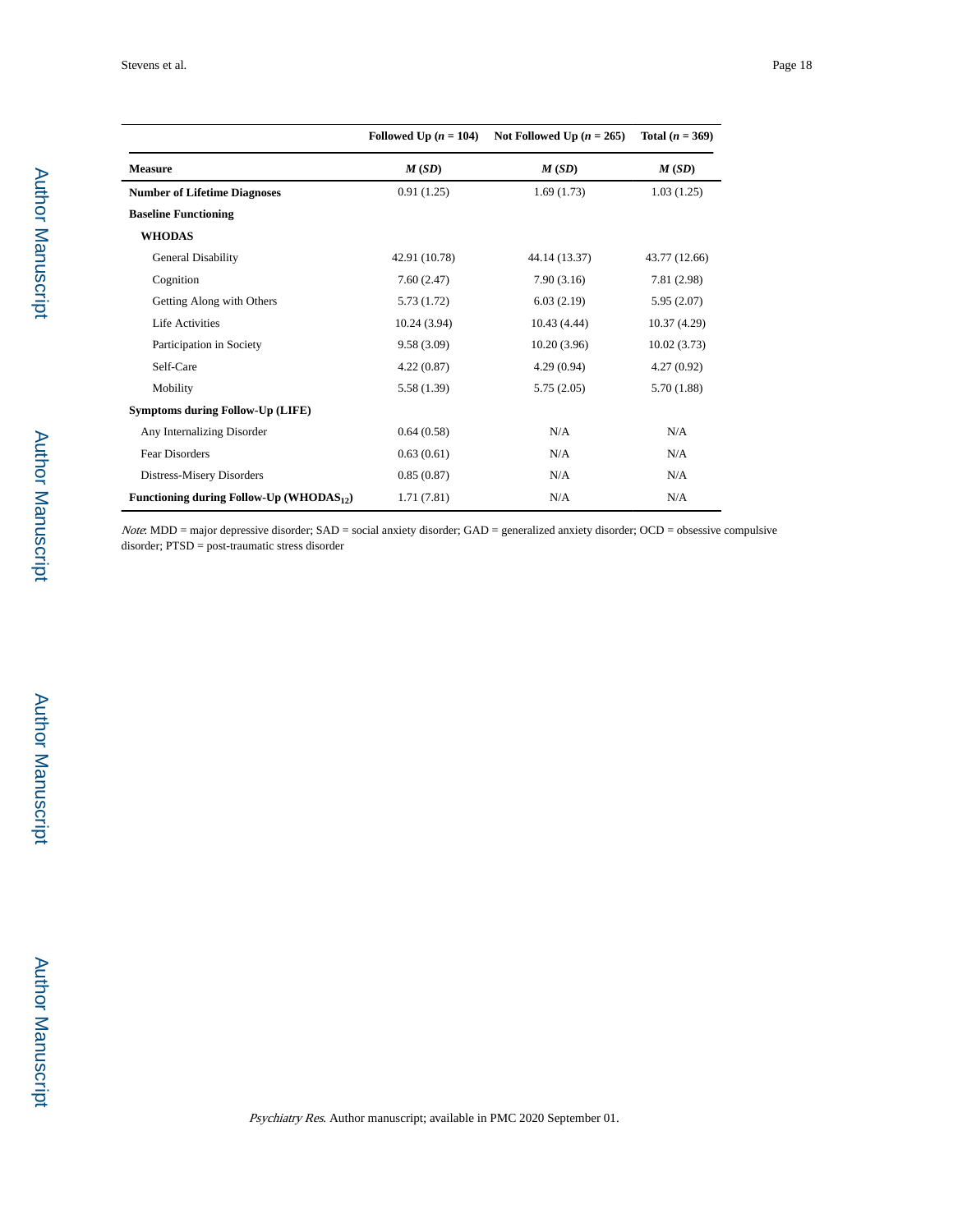| | Followed Up ($n$ = 104) | Not Followed Up ($n$ = 265) | Total ($n$ = 369) |
|---|---|---|---|
| **Measure** | ***M* (*SD*)** | ***M* (*SD*)** | ***M* (*SD*)** |
| **Number of Lifetime Diagnoses** | 0.91 (1.25) | 1.69 (1.73) | 1.03 (1.25) |
| **Baseline Functioning** | | | |
| **WHODAS** | | | |
| General Disability | 42.91 (10.78) | 44.14 (13.37) | 43.77 (12.66) |
| Cognition | 7.60 (2.47) | 7.90 (3.16) | 7.81 (2.98) |
| Getting Along with Others | 5.73 (1.72) | 6.03 (2.19) | 5.95 (2.07) |
| Life Activities | 10.24 (3.94) | 10.43 (4.44) | 10.37 (4.29) |
| Participation in Society | 9.58 (3.09) | 10.20 (3.96) | 10.02 (3.73) |
| Self-Care | 4.22 (0.87) | 4.29 (0.94) | 4.27 (0.92) |
| Mobility | 5.58 (1.39) | 5.75 (2.05) | 5.70 (1.88) |
| **Symptoms during Follow-Up (LIFE)** | | | |
| Any Internalizing Disorder | 0.64 (0.58) | N/A | N/A |
| Fear Disorders | 0.63 (0.61) | N/A | N/A |
| Distress-Misery Disorders | 0.85 (0.87) | N/A | N/A |
| **Functioning during Follow-Up ($WHODAS_{12}$)** | 1.71 (7.81) | N/A | N/A |

*Note*: MDD = major depressive disorder; SAD = social anxiety disorder; GAD = generalized anxiety disorder; OCD = obsessive compulsive disorder; PTSD = post-traumatic stress disorder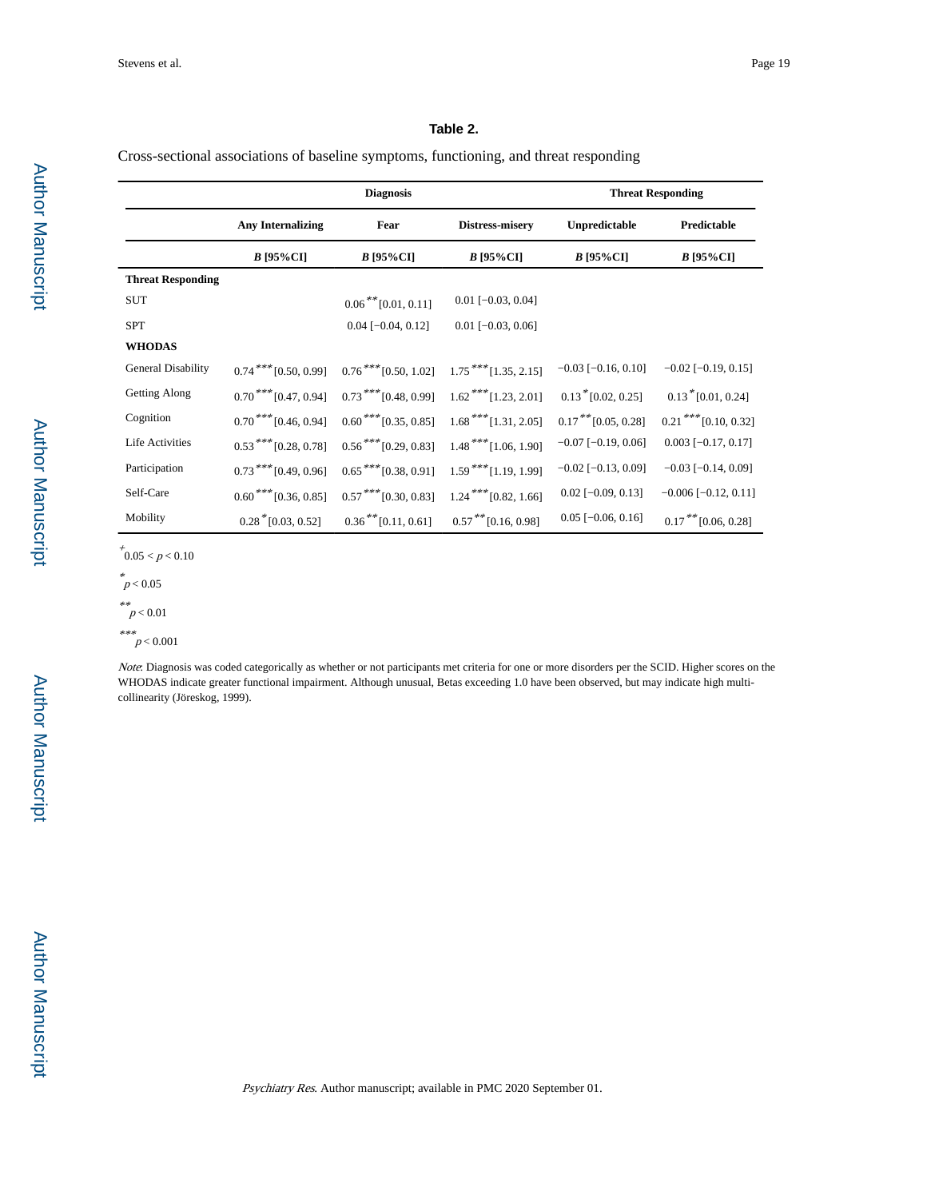**Table 2.**

Cross-sectional associations of baseline symptoms, functioning, and threat responding

| | Diagnosis | | | Threat Responding | |
|---|---|---|---|---|---|
| | Any Internalizing | Fear | Distress-misery | Unpredictable | Predictable |
| | *B* [95%CI] | *B* [95%CI] | *B* [95%CI] | *B* [95%CI] | *B* [95%CI] |
| **Threat Responding** | | | | | |
| SUT | | 0.06** [0.01, 0.11] | 0.01 [−0.03, 0.04] | | |
| SPT | | 0.04 [−0.04, 0.12] | 0.01 [−0.03, 0.06] | | |
| **WHODAS** | | | | | |
| General Disability | 0.74*** [0.50, 0.99] | 0.76*** [0.50, 1.02] | 1.75*** [1.35, 2.15] | −0.03 [−0.16, 0.10] | −0.02 [−0.19, 0.15] |
| Getting Along | 0.70*** [0.47, 0.94] | 0.73*** [0.48, 0.99] | 1.62*** [1.23, 2.01] | 0.13* [0.02, 0.25] | 0.13* [0.01, 0.24] |
| Cognition | 0.70*** [0.46, 0.94] | 0.60*** [0.35, 0.85] | 1.68*** [1.31, 2.05] | 0.17** [0.05, 0.28] | 0.21*** [0.10, 0.32] |
| Life Activities | 0.53*** [0.28, 0.78] | 0.56*** [0.29, 0.83] | 1.48*** [1.06, 1.90] | −0.07 [−0.19, 0.06] | 0.003 [−0.17, 0.17] |
| Participation | 0.73*** [0.49, 0.96] | 0.65*** [0.38, 0.91] | 1.59*** [1.19, 1.99] | −0.02 [−0.13, 0.09] | −0.03 [−0.14, 0.09] |
| Self-Care | 0.60*** [0.36, 0.85] | 0.57*** [0.30, 0.83] | 1.24*** [0.82, 1.66] | 0.02 [−0.09, 0.13] | −0.006 [−0.12, 0.11] |
| Mobility | 0.28* [0.03, 0.52] | 0.36** [0.11, 0.61] | 0.57** [0.16, 0.98] | 0.05 [−0.06, 0.16] | 0.17** [0.06, 0.28] |

+ $0.05 < p < 0.10$

\* $p < 0.05$

\*\* $p < 0.01$

\*\*\* $p < 0.001$

*Note*: Diagnosis was coded categorically as whether or not participants met criteria for one or more disorders per the SCID. Higher scores on the WHODAS indicate greater functional impairment. Although unusual, Betas exceeding 1.0 have been observed, but may indicate high multi-collinearity (Jöreskog, 1999).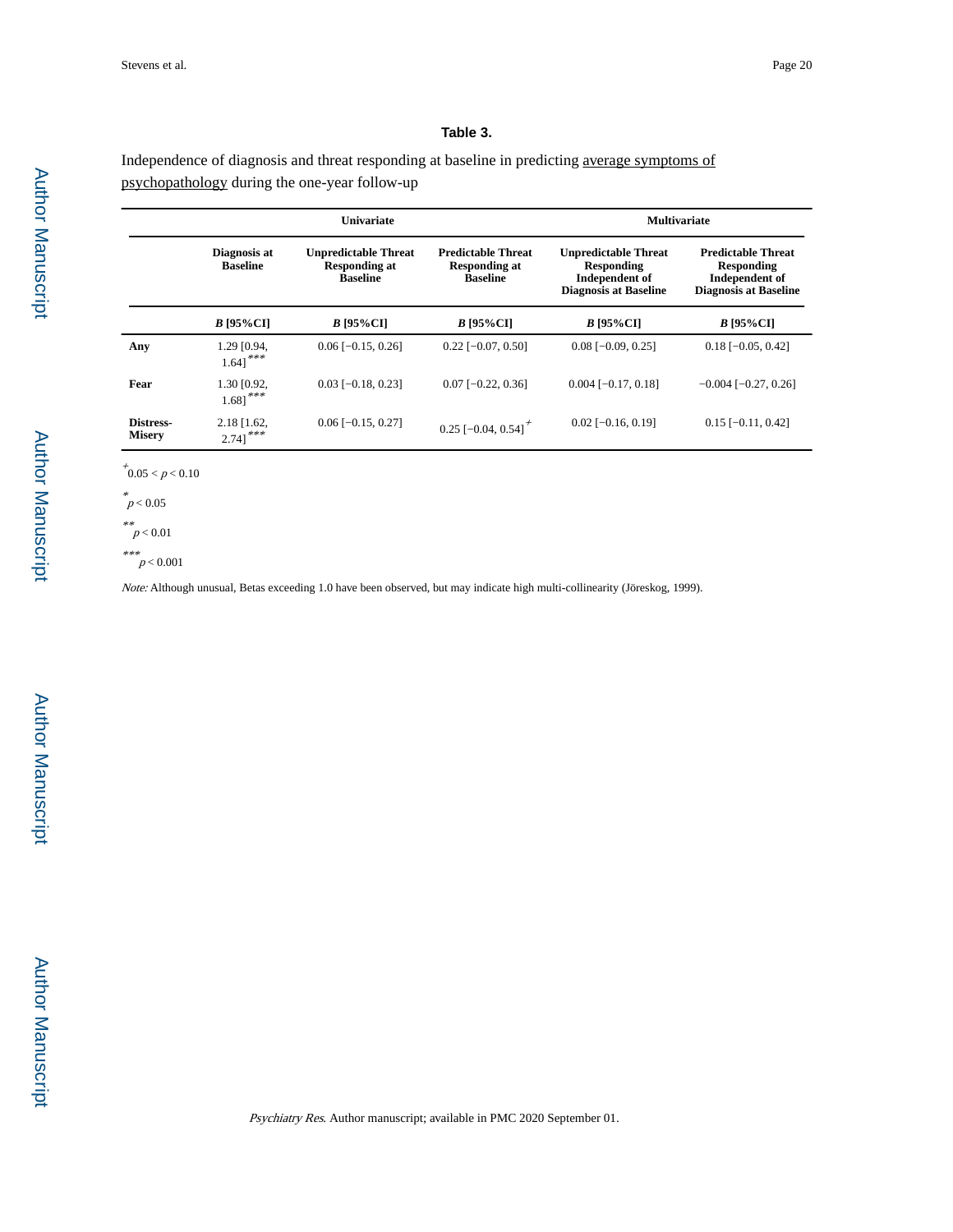**Table 3.**

Independence of diagnosis and threat responding at baseline in predicting average symptoms of psychopathology during the one-year follow-up

| | Univariate | | | Multivariate | |
|---|---|---|---|---|---|
| | Diagnosis at Baseline | Unpredictable Threat Responding at Baseline | Predictable Threat Responding at Baseline | Unpredictable Threat Responding Independent of Diagnosis at Baseline | Predictable Threat Responding Independent of Diagnosis at Baseline |
| | *B* [95%CI] | *B* [95%CI] | *B* [95%CI] | *B* [95%CI] | *B* [95%CI] |
| **Any** | 1.29 [0.94, 1.64]*** | 0.06 [−0.15, 0.26] | 0.22 [−0.07, 0.50] | 0.08 [−0.09, 0.25] | 0.18 [−0.05, 0.42] |
| **Fear** | 1.30 [0.92, 1.68]*** | 0.03 [−0.18, 0.23] | 0.07 [−0.22, 0.36] | 0.004 [−0.17, 0.18] | −0.004 [−0.27, 0.26] |
| **Distress-Misery** | 2.18 [1.62, 2.74]*** | 0.06 [−0.15, 0.27] | 0.25 [−0.04, 0.54]+ | 0.02 [−0.16, 0.19] | 0.15 [−0.11, 0.42] |

+ $0.05 < p < 0.10$

* $p < 0.05$

** $p < 0.01$

*** $p < 0.001$

*Note:* Although unusual, Betas exceeding 1.0 have been observed, but may indicate high multi-collinearity (Jöreskog, 1999).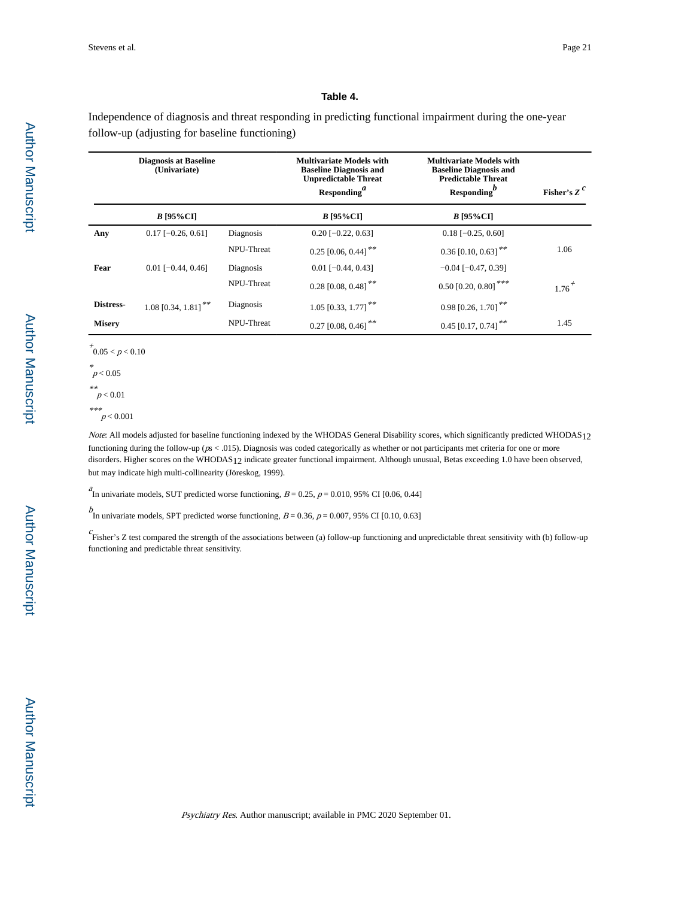**Table 4.**

Independence of diagnosis and threat responding in predicting functional impairment during the one-year follow-up (adjusting for baseline functioning)

| | Diagnosis at Baseline (Univariate) | | Multivariate Models with Baseline Diagnosis and Unpredictable Threat Responding[a] | Multivariate Models with Baseline Diagnosis and Predictable Threat Responding[b] | Fisher's $Z$ [c] |
|---|---|---|---|---|---|
| | ***B*** **[95%CI]** | | ***B*** **[95%CI]** | ***B*** **[95%CI]** | |
| **Any** | 0.17 [−0.26, 0.61] | Diagnosis | 0.20 [−0.22, 0.63] | 0.18 [−0.25, 0.60] | |
| | | NPU-Threat | 0.25 [0.06, 0.44]** | 0.36 [0.10, 0.63]** | 1.06 |
| **Fear** | 0.01 [−0.44, 0.46] | Diagnosis | 0.01 [−0.44, 0.43] | −0.04 [−0.47, 0.39] | |
| | | NPU-Threat | 0.28 [0.08, 0.48]** | 0.50 [0.20, 0.80]*** | 1.76+ |
| **Distress-** | 1.08 [0.34, 1.81]** | Diagnosis | 1.05 [0.33, 1.77]** | 0.98 [0.26, 1.70]** | |
| **Misery** | | NPU-Threat | 0.27 [0.08, 0.46]** | 0.45 [0.17, 0.74]** | 1.45 |

+ $0.05 < p < 0.10$

\* $p < 0.05$

\*\* $p < 0.01$

\*\*\* $p < 0.001$

*Note*: All models adjusted for baseline functioning indexed by the WHODAS General Disability scores, which significantly predicted $WHODAS_{12}$ functioning during the follow-up (*p*s < .015). Diagnosis was coded categorically as whether or not participants met criteria for one or more disorders. Higher scores on the $WHODAS_{12}$ indicate greater functional impairment. Although unusual, Betas exceeding 1.0 have been observed, but may indicate high multi-collinearity (Jöreskog, 1999).

[a] In univariate models, SUT predicted worse functioning, $B = 0.25$, $p = 0.010$, 95% CI [0.06, 0.44]

[b] In univariate models, SPT predicted worse functioning, $B = 0.36$, $p = 0.007$, 95% CI [0.10, 0.63]

[c] Fisher's Z test compared the strength of the associations between (a) follow-up functioning and unpredictable threat sensitivity with (b) follow-up functioning and predictable threat sensitivity.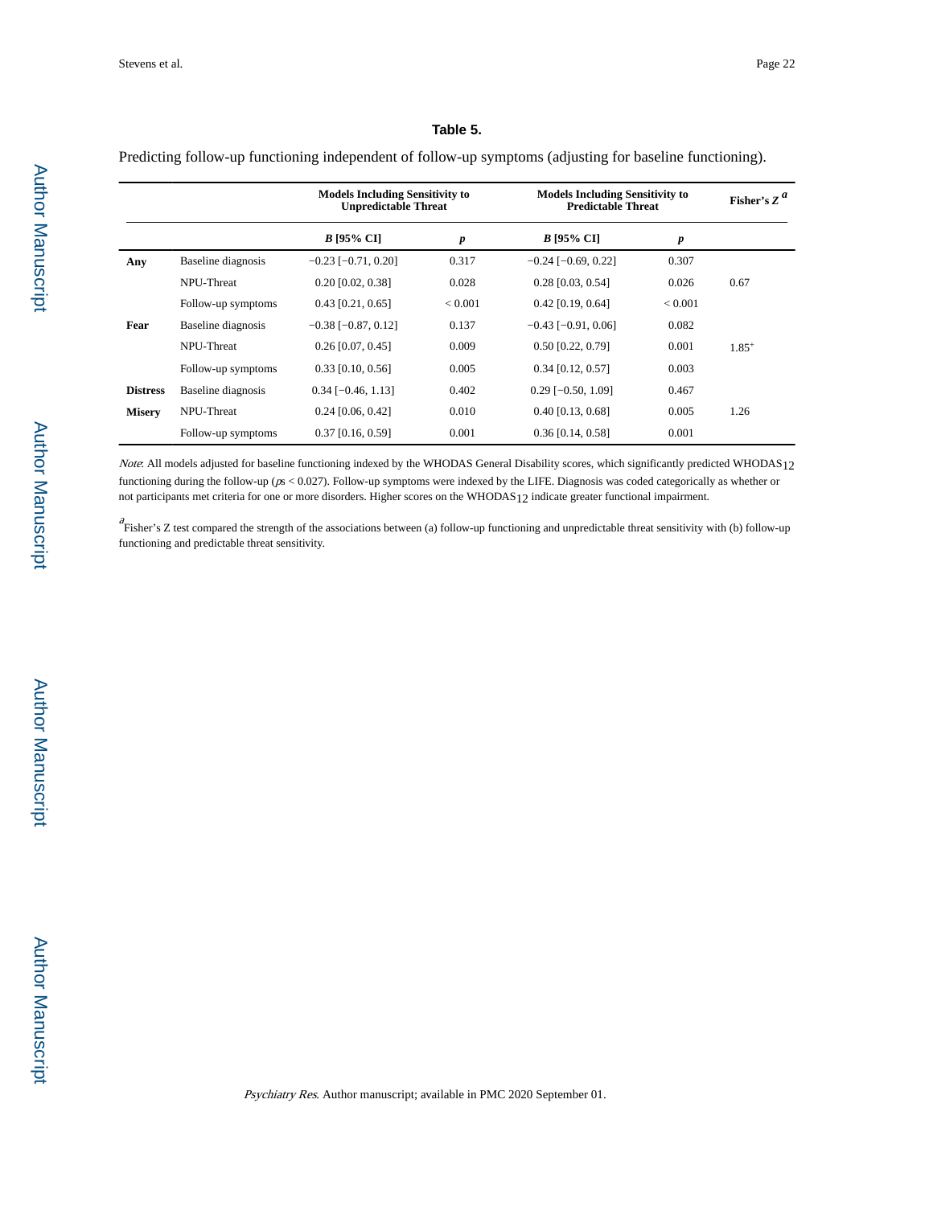**Table 5.**

Predicting follow-up functioning independent of follow-up symptoms (adjusting for baseline functioning).

| | | Models Including Sensitivity to Unpredictable Threat | | Models Including Sensitivity to Predictable Threat | | Fisher's *Z* [a] |
|---|---|---|---|---|---|---|
| | | ***B* [95% CI]** | ***p*** | ***B* [95% CI]** | ***p*** | |
| **Any** | Baseline diagnosis | −0.23 [−0.71, 0.20] | 0.317 | −0.24 [−0.69, 0.22] | 0.307 | |
| | NPU-Threat | 0.20 [0.02, 0.38] | 0.028 | 0.28 [0.03, 0.54] | 0.026 | 0.67 |
| | Follow-up symptoms | 0.43 [0.21, 0.65] | < 0.001 | 0.42 [0.19, 0.64] | < 0.001 | |
| **Fear** | Baseline diagnosis | −0.38 [−0.87, 0.12] | 0.137 | −0.43 [−0.91, 0.06] | 0.082 | |
| | NPU-Threat | 0.26 [0.07, 0.45] | 0.009 | 0.50 [0.22, 0.79] | 0.001 | 1.85[+] |
| | Follow-up symptoms | 0.33 [0.10, 0.56] | 0.005 | 0.34 [0.12, 0.57] | 0.003 | |
| **Distress** | Baseline diagnosis | 0.34 [−0.46, 1.13] | 0.402 | 0.29 [−0.50, 1.09] | 0.467 | |
| **Misery** | NPU-Threat | 0.24 [0.06, 0.42] | 0.010 | 0.40 [0.13, 0.68] | 0.005 | 1.26 |
| | Follow-up symptoms | 0.37 [0.16, 0.59] | 0.001 | 0.36 [0.14, 0.58] | 0.001 | |

*Note*: All models adjusted for baseline functioning indexed by the WHODAS General Disability scores, which significantly predicted $WHODAS_{12}$ functioning during the follow-up (*ps* < 0.027). Follow-up symptoms were indexed by the LIFE. Diagnosis was coded categorically as whether or not participants met criteria for one or more disorders. Higher scores on the $WHODAS_{12}$ indicate greater functional impairment.

[a]Fisher's Z test compared the strength of the associations between (a) follow-up functioning and unpredictable threat sensitivity with (b) follow-up functioning and predictable threat sensitivity.